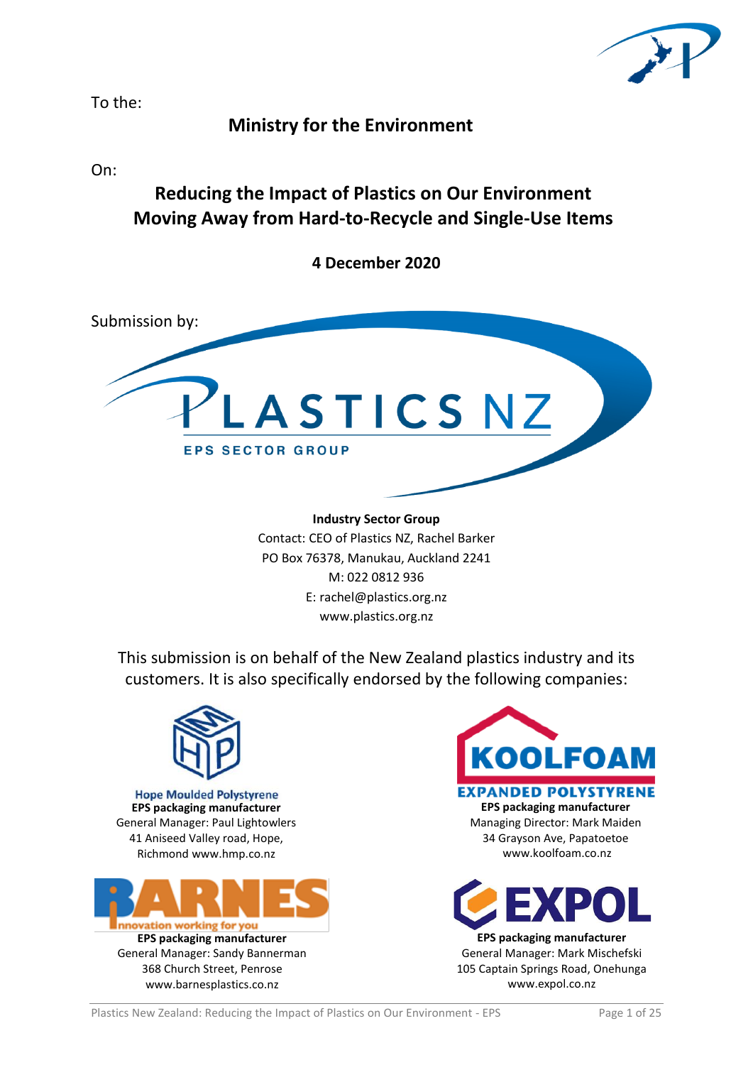To the:

## Ministry for the Environment

On:

# Reducing the Impact of Plastics on Our Environment Moving Away from Hard-to-Recycle and Single-Use Items

**4 December 2020**

Submission by:

PLASTICS NZ

EPS SECTOR GROUP

**Industry Sector Group**
Contact: CEO of Plastics NZ, Rachel Barker
PO Box 76378, Manukau, Auckland 2241
M: 022 0812 936
E: rachel@plastics.org.nz
www.plastics.org.nz

This submission is on behalf of the New Zealand plastics industry and its customers. It is also specifically endorsed by the following companies:

Hope Moulded Polystyrene
**EPS packaging manufacturer**
General Manager: Paul Lightowlers
41 Aniseed Valley road, Hope, Richmond www.hmp.co.nz

KOOLFOAM EXPANDED POLYSTYRENE
**EPS packaging manufacturer**
Managing Director: Mark Maiden
34 Grayson Ave, Papatoetoe
www.koolfoam.co.nz

BARNES innovation working for you
**EPS packaging manufacturer**
General Manager: Sandy Bannerman
368 Church Street, Penrose
www.barnesplastics.co.nz

EXPOL
**EPS packaging manufacturer**
General Manager: Mark Mischefski
105 Captain Springs Road, Onehunga
www.expol.co.nz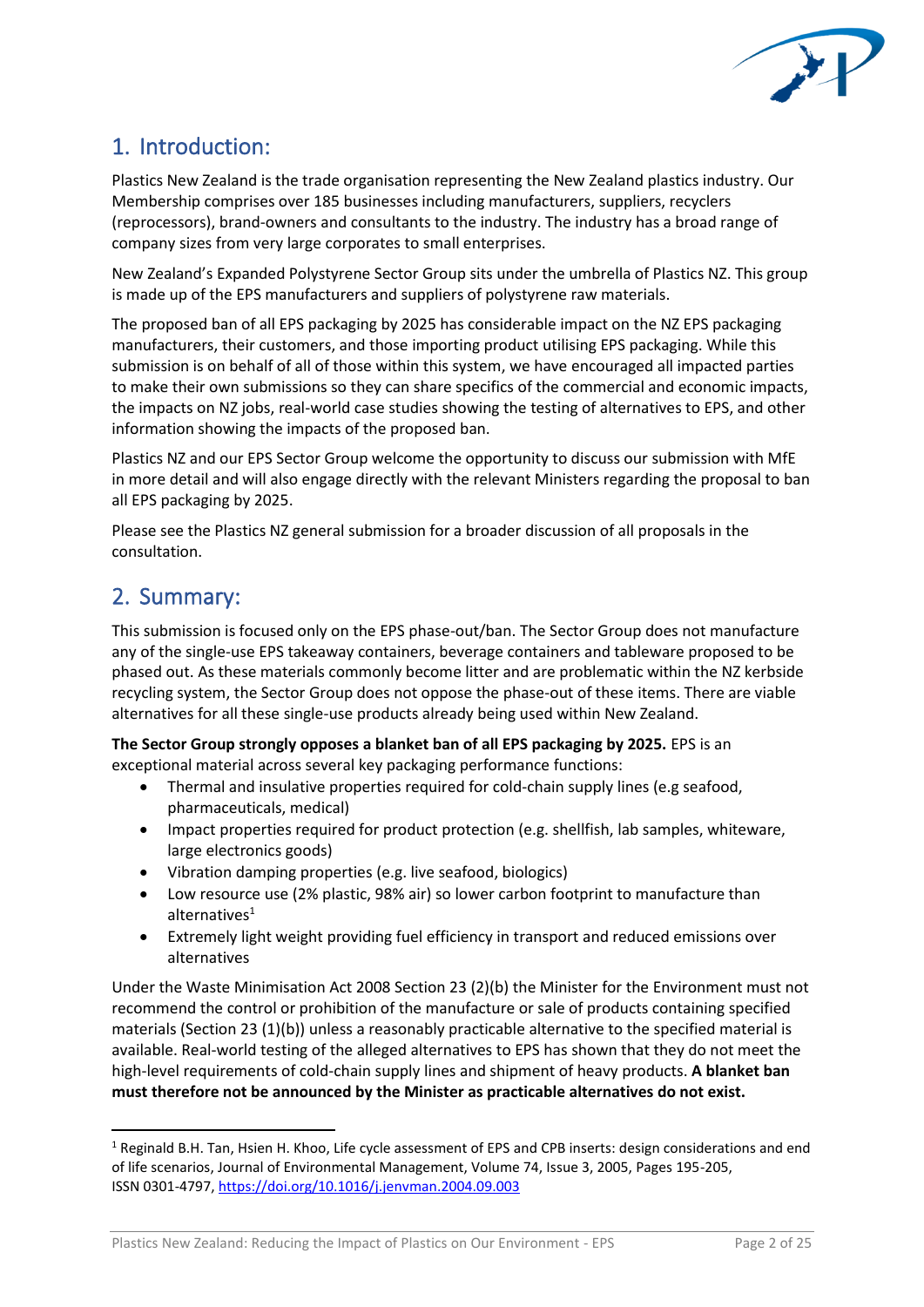## 1. Introduction:

Plastics New Zealand is the trade organisation representing the New Zealand plastics industry. Our Membership comprises over 185 businesses including manufacturers, suppliers, recyclers (reprocessors), brand-owners and consultants to the industry. The industry has a broad range of company sizes from very large corporates to small enterprises.

New Zealand's Expanded Polystyrene Sector Group sits under the umbrella of Plastics NZ. This group is made up of the EPS manufacturers and suppliers of polystyrene raw materials.

The proposed ban of all EPS packaging by 2025 has considerable impact on the NZ EPS packaging manufacturers, their customers, and those importing product utilising EPS packaging. While this submission is on behalf of all of those within this system, we have encouraged all impacted parties to make their own submissions so they can share specifics of the commercial and economic impacts, the impacts on NZ jobs, real-world case studies showing the testing of alternatives to EPS, and other information showing the impacts of the proposed ban.

Plastics NZ and our EPS Sector Group welcome the opportunity to discuss our submission with MfE in more detail and will also engage directly with the relevant Ministers regarding the proposal to ban all EPS packaging by 2025.

Please see the Plastics NZ general submission for a broader discussion of all proposals in the consultation.

## 2. Summary:

This submission is focused only on the EPS phase-out/ban. The Sector Group does not manufacture any of the single-use EPS takeaway containers, beverage containers and tableware proposed to be phased out. As these materials commonly become litter and are problematic within the NZ kerbside recycling system, the Sector Group does not oppose the phase-out of these items. There are viable alternatives for all these single-use products already being used within New Zealand.

**The Sector Group strongly opposes a blanket ban of all EPS packaging by 2025.** EPS is an exceptional material across several key packaging performance functions:

- Thermal and insulative properties required for cold-chain supply lines (e.g seafood, pharmaceuticals, medical)
- Impact properties required for product protection (e.g. shellfish, lab samples, whiteware, large electronics goods)
- Vibration damping properties (e.g. live seafood, biologics)
- Low resource use (2% plastic, 98% air) so lower carbon footprint to manufacture than alternatives[1]
- Extremely light weight providing fuel efficiency in transport and reduced emissions over alternatives

Under the Waste Minimisation Act 2008 Section 23 (2)(b) the Minister for the Environment must not recommend the control or prohibition of the manufacture or sale of products containing specified materials (Section 23 (1)(b)) unless a reasonably practicable alternative to the specified material is available. Real-world testing of the alleged alternatives to EPS has shown that they do not meet the high-level requirements of cold-chain supply lines and shipment of heavy products. **A blanket ban must therefore not be announced by the Minister as practicable alternatives do not exist.**

[1] Reginald B.H. Tan, Hsien H. Khoo, Life cycle assessment of EPS and CPB inserts: design considerations and end of life scenarios, Journal of Environmental Management, Volume 74, Issue 3, 2005, Pages 195-205, ISSN 0301-4797, https://doi.org/10.1016/j.jenvman.2004.09.003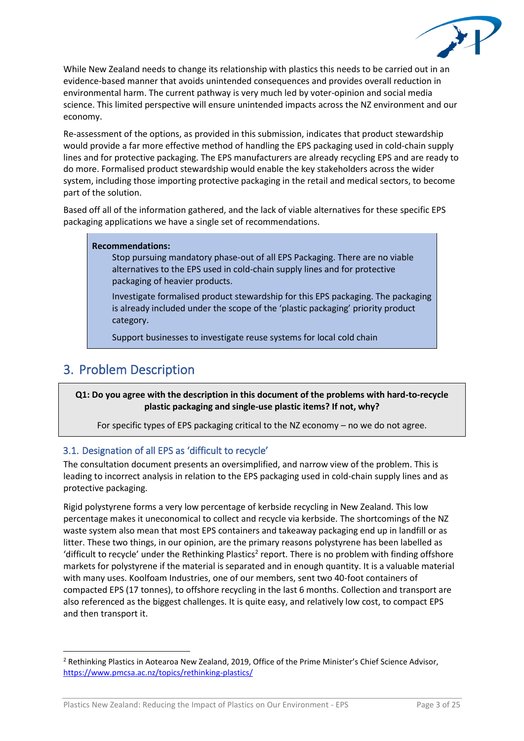While New Zealand needs to change its relationship with plastics this needs to be carried out in an evidence-based manner that avoids unintended consequences and provides overall reduction in environmental harm. The current pathway is very much led by voter-opinion and social media science. This limited perspective will ensure unintended impacts across the NZ environment and our economy.

Re-assessment of the options, as provided in this submission, indicates that product stewardship would provide a far more effective method of handling the EPS packaging used in cold-chain supply lines and for protective packaging. The EPS manufacturers are already recycling EPS and are ready to do more. Formalised product stewardship would enable the key stakeholders across the wider system, including those importing protective packaging in the retail and medical sectors, to become part of the solution.

Based off all of the information gathered, and the lack of viable alternatives for these specific EPS packaging applications we have a single set of recommendations.

> **Recommendations:**
>
> Stop pursuing mandatory phase-out of all EPS Packaging. There are no viable alternatives to the EPS used in cold-chain supply lines and for protective packaging of heavier products.
>
> Investigate formalised product stewardship for this EPS packaging. The packaging is already included under the scope of the 'plastic packaging' priority product category.
>
> Support businesses to investigate reuse systems for local cold chain

## 3. Problem Description

> **Q1: Do you agree with the description in this document of the problems with hard-to-recycle plastic packaging and single-use plastic items? If not, why?**
>
> For specific types of EPS packaging critical to the NZ economy – no we do not agree.

### 3.1. Designation of all EPS as 'difficult to recycle'

The consultation document presents an oversimplified, and narrow view of the problem. This is leading to incorrect analysis in relation to the EPS packaging used in cold-chain supply lines and as protective packaging.

Rigid polystyrene forms a very low percentage of kerbside recycling in New Zealand. This low percentage makes it uneconomical to collect and recycle via kerbside. The shortcomings of the NZ waste system also mean that most EPS containers and takeaway packaging end up in landfill or as litter. These two things, in our opinion, are the primary reasons polystyrene has been labelled as 'difficult to recycle' under the Rethinking Plastics[2] report. There is no problem with finding offshore markets for polystyrene if the material is separated and in enough quantity. It is a valuable material with many uses. Koolfoam Industries, one of our members, sent two 40-foot containers of compacted EPS (17 tonnes), to offshore recycling in the last 6 months. Collection and transport are also referenced as the biggest challenges. It is quite easy, and relatively low cost, to compact EPS and then transport it.

---

[2] Rethinking Plastics in Aotearoa New Zealand, 2019, Office of the Prime Minister's Chief Science Advisor, https://www.pmcsa.ac.nz/topics/rethinking-plastics/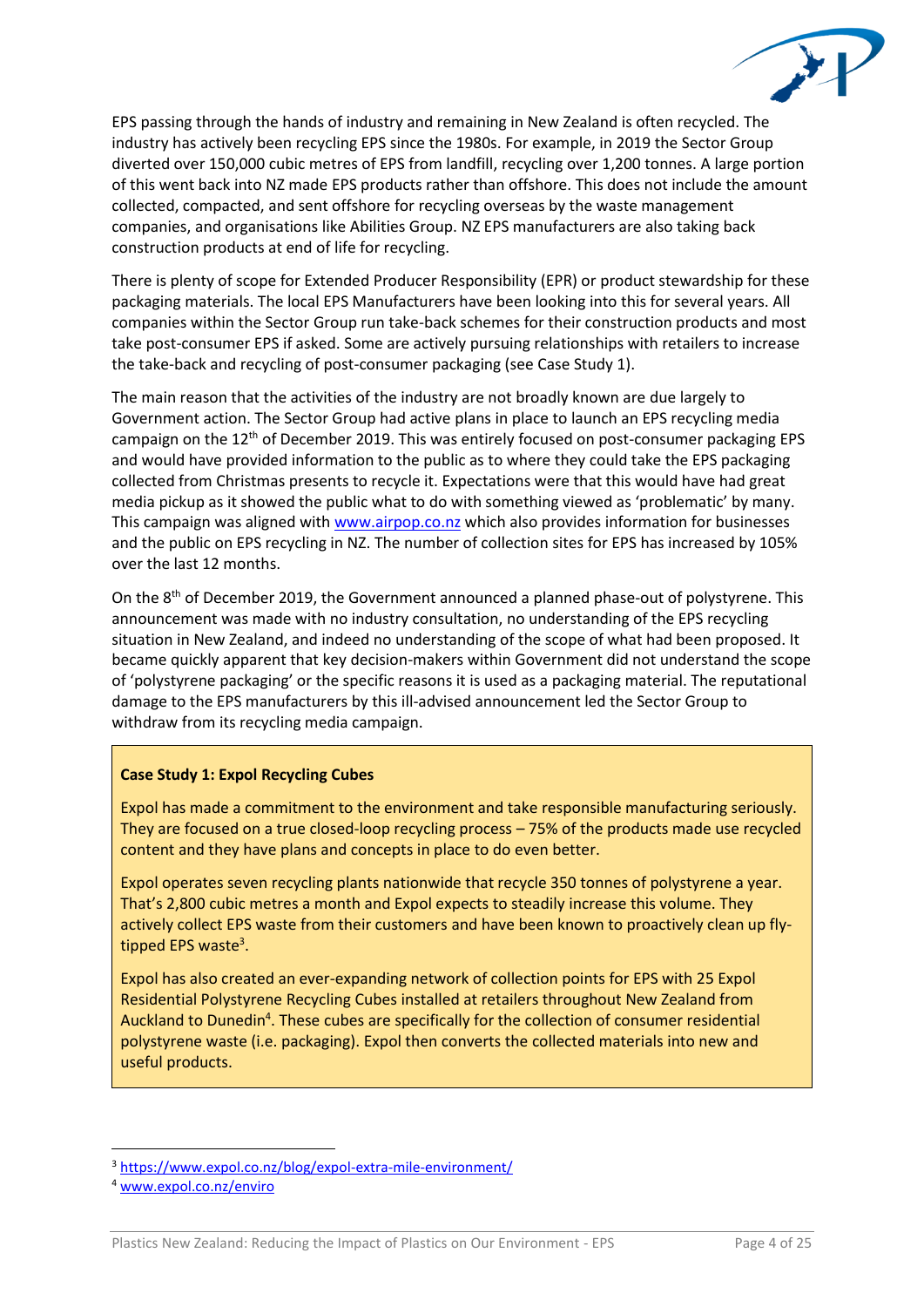EPS passing through the hands of industry and remaining in New Zealand is often recycled. The industry has actively been recycling EPS since the 1980s. For example, in 2019 the Sector Group diverted over 150,000 cubic metres of EPS from landfill, recycling over 1,200 tonnes. A large portion of this went back into NZ made EPS products rather than offshore. This does not include the amount collected, compacted, and sent offshore for recycling overseas by the waste management companies, and organisations like Abilities Group. NZ EPS manufacturers are also taking back construction products at end of life for recycling.

There is plenty of scope for Extended Producer Responsibility (EPR) or product stewardship for these packaging materials. The local EPS Manufacturers have been looking into this for several years. All companies within the Sector Group run take-back schemes for their construction products and most take post-consumer EPS if asked. Some are actively pursuing relationships with retailers to increase the take-back and recycling of post-consumer packaging (see Case Study 1).

The main reason that the activities of the industry are not broadly known are due largely to Government action. The Sector Group had active plans in place to launch an EPS recycling media campaign on the 12th of December 2019. This was entirely focused on post-consumer packaging EPS and would have provided information to the public as to where they could take the EPS packaging collected from Christmas presents to recycle it. Expectations were that this would have had great media pickup as it showed the public what to do with something viewed as 'problematic' by many. This campaign was aligned with www.airpop.co.nz which also provides information for businesses and the public on EPS recycling in NZ. The number of collection sites for EPS has increased by 105% over the last 12 months.

On the 8th of December 2019, the Government announced a planned phase-out of polystyrene. This announcement was made with no industry consultation, no understanding of the EPS recycling situation in New Zealand, and indeed no understanding of the scope of what had been proposed. It became quickly apparent that key decision-makers within Government did not understand the scope of 'polystyrene packaging' or the specific reasons it is used as a packaging material. The reputational damage to the EPS manufacturers by this ill-advised announcement led the Sector Group to withdraw from its recycling media campaign.

**Case Study 1: Expol Recycling Cubes**

Expol has made a commitment to the environment and take responsible manufacturing seriously. They are focused on a true closed-loop recycling process – 75% of the products made use recycled content and they have plans and concepts in place to do even better.

Expol operates seven recycling plants nationwide that recycle 350 tonnes of polystyrene a year. That's 2,800 cubic metres a month and Expol expects to steadily increase this volume. They actively collect EPS waste from their customers and have been known to proactively clean up fly-tipped EPS waste[3].

Expol has also created an ever-expanding network of collection points for EPS with 25 Expol Residential Polystyrene Recycling Cubes installed at retailers throughout New Zealand from Auckland to Dunedin[4]. These cubes are specifically for the collection of consumer residential polystyrene waste (i.e. packaging). Expol then converts the collected materials into new and useful products.

---

[3] https://www.expol.co.nz/blog/expol-extra-mile-environment/

[4] www.expol.co.nz/enviro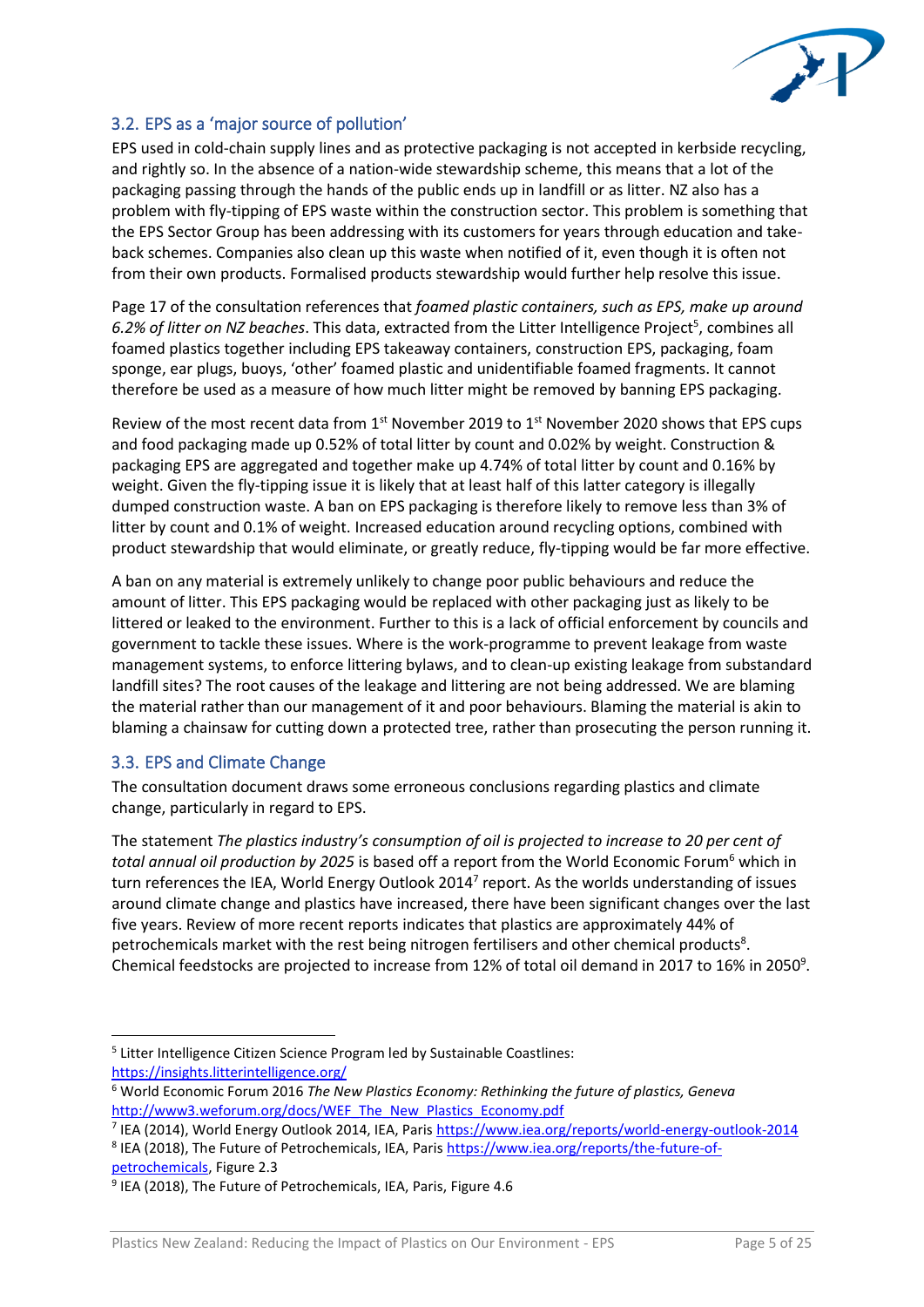### 3.2. EPS as a 'major source of pollution'

EPS used in cold-chain supply lines and as protective packaging is not accepted in kerbside recycling, and rightly so. In the absence of a nation-wide stewardship scheme, this means that a lot of the packaging passing through the hands of the public ends up in landfill or as litter. NZ also has a problem with fly-tipping of EPS waste within the construction sector. This problem is something that the EPS Sector Group has been addressing with its customers for years through education and take-back schemes. Companies also clean up this waste when notified of it, even though it is often not from their own products. Formalised products stewardship would further help resolve this issue.

Page 17 of the consultation references that *foamed plastic containers, such as EPS, make up around 6.2% of litter on NZ beaches*. This data, extracted from the Litter Intelligence Project[5], combines all foamed plastics together including EPS takeaway containers, construction EPS, packaging, foam sponge, ear plugs, buoys, 'other' foamed plastic and unidentifiable foamed fragments. It cannot therefore be used as a measure of how much litter might be removed by banning EPS packaging.

Review of the most recent data from 1st November 2019 to 1st November 2020 shows that EPS cups and food packaging made up 0.52% of total litter by count and 0.02% by weight. Construction & packaging EPS are aggregated and together make up 4.74% of total litter by count and 0.16% by weight. Given the fly-tipping issue it is likely that at least half of this latter category is illegally dumped construction waste. A ban on EPS packaging is therefore likely to remove less than 3% of litter by count and 0.1% of weight. Increased education around recycling options, combined with product stewardship that would eliminate, or greatly reduce, fly-tipping would be far more effective.

A ban on any material is extremely unlikely to change poor public behaviours and reduce the amount of litter. This EPS packaging would be replaced with other packaging just as likely to be littered or leaked to the environment. Further to this is a lack of official enforcement by councils and government to tackle these issues. Where is the work-programme to prevent leakage from waste management systems, to enforce littering bylaws, and to clean-up existing leakage from substandard landfill sites? The root causes of the leakage and littering are not being addressed. We are blaming the material rather than our management of it and poor behaviours. Blaming the material is akin to blaming a chainsaw for cutting down a protected tree, rather than prosecuting the person running it.

### 3.3. EPS and Climate Change

The consultation document draws some erroneous conclusions regarding plastics and climate change, particularly in regard to EPS.

The statement *The plastics industry's consumption of oil is projected to increase to 20 per cent of total annual oil production by 2025* is based off a report from the World Economic Forum[6] which in turn references the IEA, World Energy Outlook 2014[7] report. As the worlds understanding of issues around climate change and plastics have increased, there have been significant changes over the last five years. Review of more recent reports indicates that plastics are approximately 44% of petrochemicals market with the rest being nitrogen fertilisers and other chemical products[8]. Chemical feedstocks are projected to increase from 12% of total oil demand in 2017 to 16% in 2050[9].

---

[5] Litter Intelligence Citizen Science Program led by Sustainable Coastlines: https://insights.litterintelligence.org/

[6] World Economic Forum 2016 *The New Plastics Economy: Rethinking the future of plastics, Geneva* http://www3.weforum.org/docs/WEF_The_New_Plastics_Economy.pdf

[7] IEA (2014), World Energy Outlook 2014, IEA, Paris https://www.iea.org/reports/world-energy-outlook-2014

[8] IEA (2018), The Future of Petrochemicals, IEA, Paris https://www.iea.org/reports/the-future-of-petrochemicals, Figure 2.3

[9] IEA (2018), The Future of Petrochemicals, IEA, Paris, Figure 4.6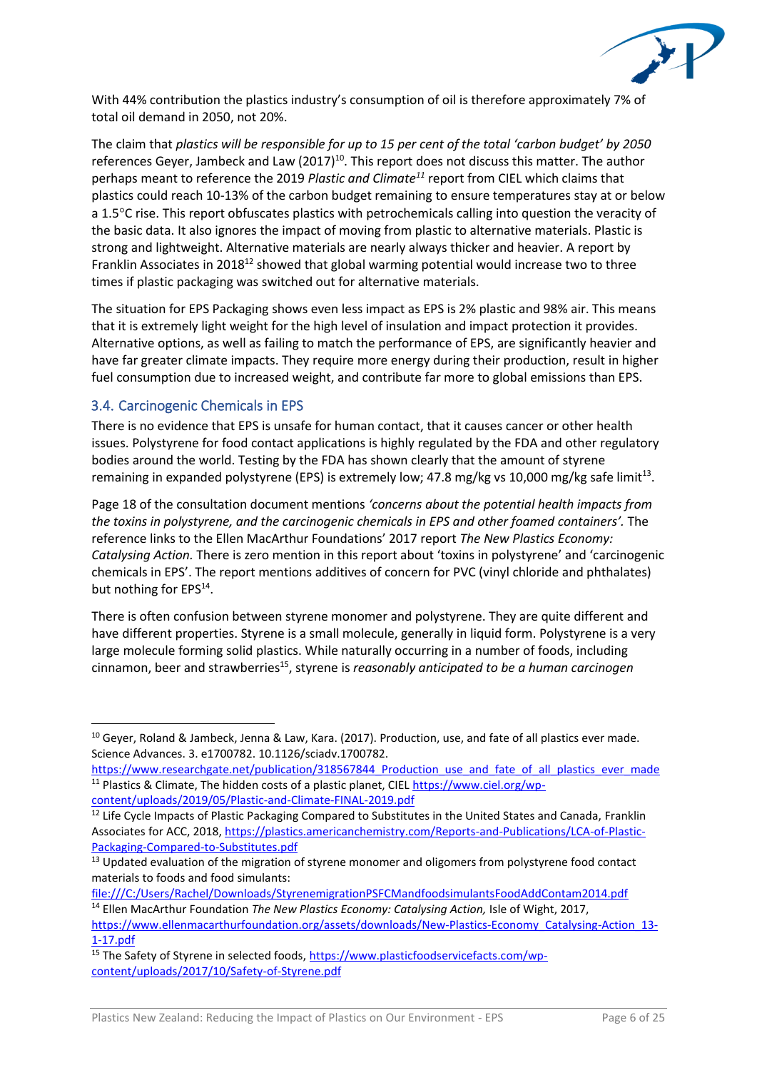With 44% contribution the plastics industry's consumption of oil is therefore approximately 7% of total oil demand in 2050, not 20%.

The claim that *plastics will be responsible for up to 15 per cent of the total 'carbon budget' by 2050* references Geyer, Jambeck and Law (2017)[10]. This report does not discuss this matter. The author perhaps meant to reference the 2019 *Plastic and Climate*[11] report from CIEL which claims that plastics could reach 10-13% of the carbon budget remaining to ensure temperatures stay at or below a 1.5°C rise. This report obfuscates plastics with petrochemicals calling into question the veracity of the basic data. It also ignores the impact of moving from plastic to alternative materials. Plastic is strong and lightweight. Alternative materials are nearly always thicker and heavier. A report by Franklin Associates in 2018[12] showed that global warming potential would increase two to three times if plastic packaging was switched out for alternative materials.

The situation for EPS Packaging shows even less impact as EPS is 2% plastic and 98% air. This means that it is extremely light weight for the high level of insulation and impact protection it provides. Alternative options, as well as failing to match the performance of EPS, are significantly heavier and have far greater climate impacts. They require more energy during their production, result in higher fuel consumption due to increased weight, and contribute far more to global emissions than EPS.

### 3.4. Carcinogenic Chemicals in EPS

There is no evidence that EPS is unsafe for human contact, that it causes cancer or other health issues. Polystyrene for food contact applications is highly regulated by the FDA and other regulatory bodies around the world. Testing by the FDA has shown clearly that the amount of styrene remaining in expanded polystyrene (EPS) is extremely low; 47.8 mg/kg vs 10,000 mg/kg safe limit[13].

Page 18 of the consultation document mentions *'concerns about the potential health impacts from the toxins in polystyrene, and the carcinogenic chemicals in EPS and other foamed containers'.* The reference links to the Ellen MacArthur Foundations' 2017 report *The New Plastics Economy: Catalysing Action.* There is zero mention in this report about 'toxins in polystyrene' and 'carcinogenic chemicals in EPS'. The report mentions additives of concern for PVC (vinyl chloride and phthalates) but nothing for EPS[14].

There is often confusion between styrene monomer and polystyrene. They are quite different and have different properties. Styrene is a small molecule, generally in liquid form. Polystyrene is a very large molecule forming solid plastics. While naturally occurring in a number of foods, including cinnamon, beer and strawberries[15], styrene is *reasonably anticipated to be a human carcinogen*

---

[10] Geyer, Roland & Jambeck, Jenna & Law, Kara. (2017). Production, use, and fate of all plastics ever made. Science Advances. 3. e1700782. 10.1126/sciadv.1700782. https://www.researchgate.net/publication/318567844_Production_use_and_fate_of_all_plastics_ever_made

[11] Plastics & Climate, The hidden costs of a plastic planet, CIEL https://www.ciel.org/wp-content/uploads/2019/05/Plastic-and-Climate-FINAL-2019.pdf

[12] Life Cycle Impacts of Plastic Packaging Compared to Substitutes in the United States and Canada, Franklin Associates for ACC, 2018, https://plastics.americanchemistry.com/Reports-and-Publications/LCA-of-Plastic-Packaging-Compared-to-Substitutes.pdf

[13] Updated evaluation of the migration of styrene monomer and oligomers from polystyrene food contact materials to foods and food simulants: file:///C:/Users/Rachel/Downloads/StyrenemigrationPSFCMandfoodsimulantsFoodAddContam2014.pdf

[14] Ellen MacArthur Foundation *The New Plastics Economy: Catalysing Action,* Isle of Wight, 2017, https://www.ellenmacarthurfoundation.org/assets/downloads/New-Plastics-Economy_Catalysing-Action_13-1-17.pdf

[15] The Safety of Styrene in selected foods, https://www.plasticfoodservicefacts.com/wp-content/uploads/2017/10/Safety-of-Styrene.pdf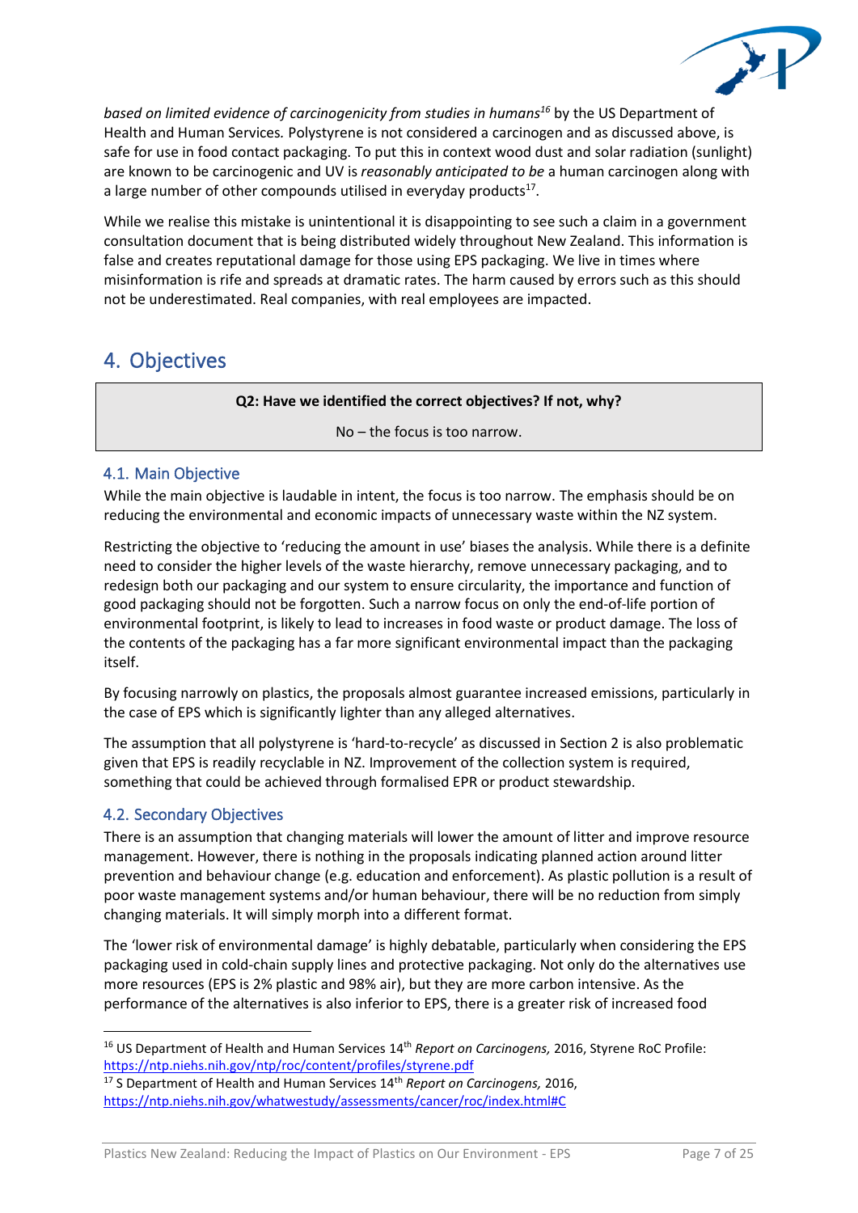*based on limited evidence of carcinogenicity from studies in humans*[16] by the US Department of Health and Human Services*.* Polystyrene is not considered a carcinogen and as discussed above, is safe for use in food contact packaging. To put this in context wood dust and solar radiation (sunlight) are known to be carcinogenic and UV is *reasonably anticipated to be* a human carcinogen along with a large number of other compounds utilised in everyday products[17].

While we realise this mistake is unintentional it is disappointing to see such a claim in a government consultation document that is being distributed widely throughout New Zealand. This information is false and creates reputational damage for those using EPS packaging. We live in times where misinformation is rife and spreads at dramatic rates. The harm caused by errors such as this should not be underestimated. Real companies, with real employees are impacted.

## 4. Objectives

**Q2: Have we identified the correct objectives? If not, why?**

No – the focus is too narrow.

### 4.1. Main Objective

While the main objective is laudable in intent, the focus is too narrow. The emphasis should be on reducing the environmental and economic impacts of unnecessary waste within the NZ system.

Restricting the objective to 'reducing the amount in use' biases the analysis. While there is a definite need to consider the higher levels of the waste hierarchy, remove unnecessary packaging, and to redesign both our packaging and our system to ensure circularity, the importance and function of good packaging should not be forgotten. Such a narrow focus on only the end-of-life portion of environmental footprint, is likely to lead to increases in food waste or product damage. The loss of the contents of the packaging has a far more significant environmental impact than the packaging itself.

By focusing narrowly on plastics, the proposals almost guarantee increased emissions, particularly in the case of EPS which is significantly lighter than any alleged alternatives.

The assumption that all polystyrene is 'hard-to-recycle' as discussed in Section 2 is also problematic given that EPS is readily recyclable in NZ. Improvement of the collection system is required, something that could be achieved through formalised EPR or product stewardship.

### 4.2. Secondary Objectives

There is an assumption that changing materials will lower the amount of litter and improve resource management. However, there is nothing in the proposals indicating planned action around litter prevention and behaviour change (e.g. education and enforcement). As plastic pollution is a result of poor waste management systems and/or human behaviour, there will be no reduction from simply changing materials. It will simply morph into a different format.

The 'lower risk of environmental damage' is highly debatable, particularly when considering the EPS packaging used in cold-chain supply lines and protective packaging. Not only do the alternatives use more resources (EPS is 2% plastic and 98% air), but they are more carbon intensive. As the performance of the alternatives is also inferior to EPS, there is a greater risk of increased food

---

[16] US Department of Health and Human Services 14th *Report on Carcinogens,* 2016, Styrene RoC Profile: https://ntp.niehs.nih.gov/ntp/roc/content/profiles/styrene.pdf

[17] S Department of Health and Human Services 14th *Report on Carcinogens,* 2016, https://ntp.niehs.nih.gov/whatwestudy/assessments/cancer/roc/index.html#C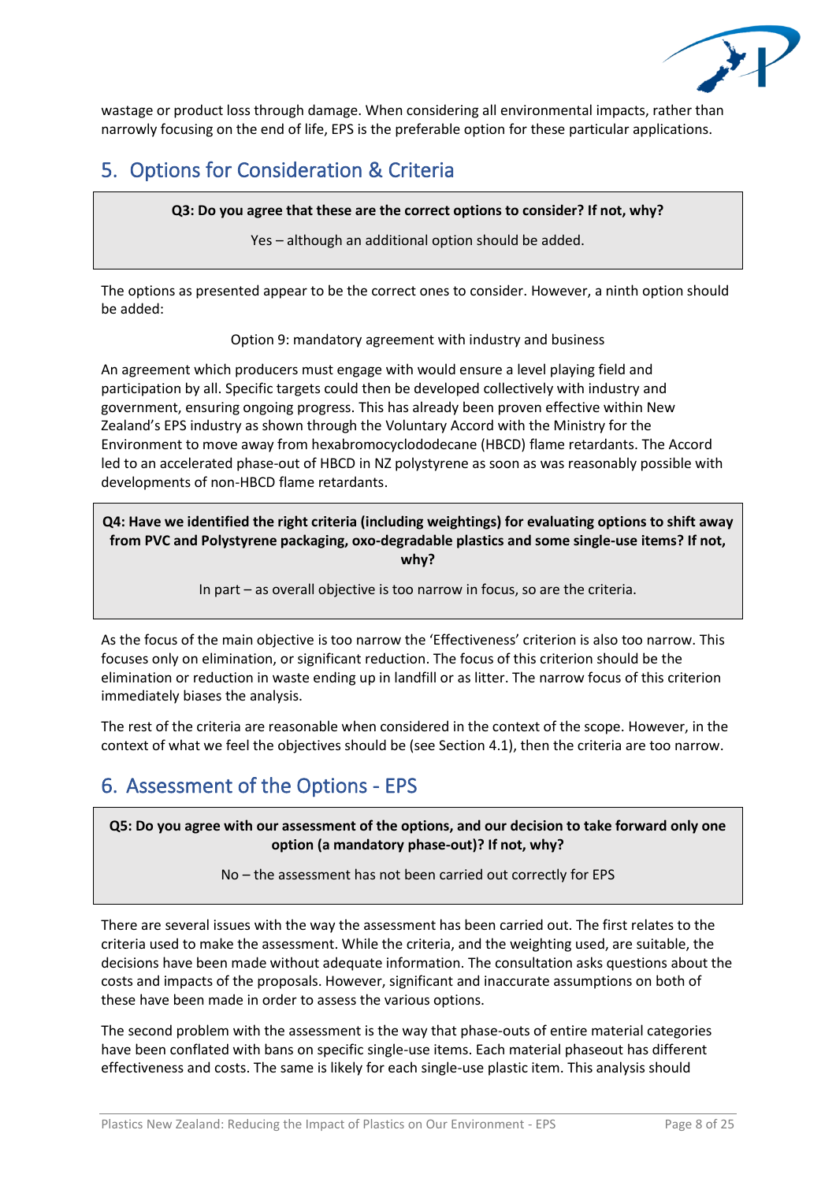wastage or product loss through damage. When considering all environmental impacts, rather than narrowly focusing on the end of life, EPS is the preferable option for these particular applications.

## 5. Options for Consideration & Criteria

**Q3: Do you agree that these are the correct options to consider? If not, why?**

Yes – although an additional option should be added.

The options as presented appear to be the correct ones to consider. However, a ninth option should be added:

Option 9: mandatory agreement with industry and business

An agreement which producers must engage with would ensure a level playing field and participation by all. Specific targets could then be developed collectively with industry and government, ensuring ongoing progress. This has already been proven effective within New Zealand's EPS industry as shown through the Voluntary Accord with the Ministry for the Environment to move away from hexabromocyclododecane (HBCD) flame retardants. The Accord led to an accelerated phase-out of HBCD in NZ polystyrene as soon as was reasonably possible with developments of non-HBCD flame retardants.

**Q4: Have we identified the right criteria (including weightings) for evaluating options to shift away from PVC and Polystyrene packaging, oxo-degradable plastics and some single-use items? If not, why?**

In part – as overall objective is too narrow in focus, so are the criteria.

As the focus of the main objective is too narrow the 'Effectiveness' criterion is also too narrow. This focuses only on elimination, or significant reduction. The focus of this criterion should be the elimination or reduction in waste ending up in landfill or as litter. The narrow focus of this criterion immediately biases the analysis.

The rest of the criteria are reasonable when considered in the context of the scope. However, in the context of what we feel the objectives should be (see Section 4.1), then the criteria are too narrow.

## 6. Assessment of the Options - EPS

**Q5: Do you agree with our assessment of the options, and our decision to take forward only one option (a mandatory phase-out)? If not, why?**

No – the assessment has not been carried out correctly for EPS

There are several issues with the way the assessment has been carried out. The first relates to the criteria used to make the assessment. While the criteria, and the weighting used, are suitable, the decisions have been made without adequate information. The consultation asks questions about the costs and impacts of the proposals. However, significant and inaccurate assumptions on both of these have been made in order to assess the various options.

The second problem with the assessment is the way that phase-outs of entire material categories have been conflated with bans on specific single-use items. Each material phaseout has different effectiveness and costs. The same is likely for each single-use plastic item. This analysis should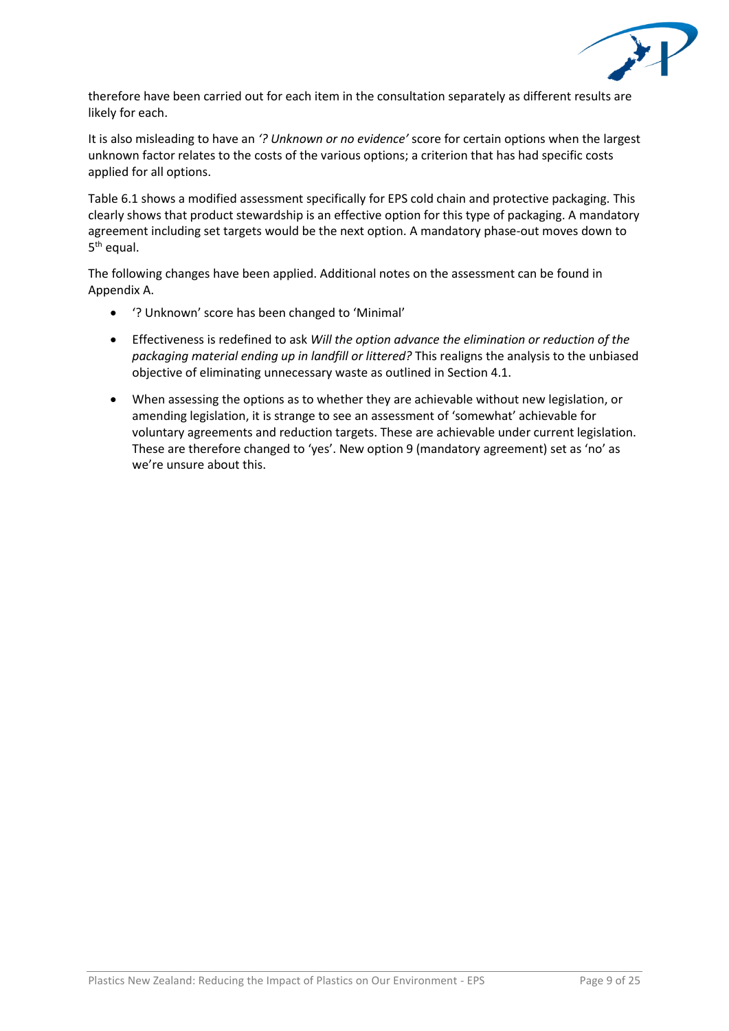therefore have been carried out for each item in the consultation separately as different results are likely for each.

It is also misleading to have an *'? Unknown or no evidence'* score for certain options when the largest unknown factor relates to the costs of the various options; a criterion that has had specific costs applied for all options.

Table 6.1 shows a modified assessment specifically for EPS cold chain and protective packaging. This clearly shows that product stewardship is an effective option for this type of packaging. A mandatory agreement including set targets would be the next option. A mandatory phase-out moves down to 5th equal.

The following changes have been applied. Additional notes on the assessment can be found in Appendix A.

- '? Unknown' score has been changed to 'Minimal'
- Effectiveness is redefined to ask *Will the option advance the elimination or reduction of the packaging material ending up in landfill or littered?* This realigns the analysis to the unbiased objective of eliminating unnecessary waste as outlined in Section 4.1.
- When assessing the options as to whether they are achievable without new legislation, or amending legislation, it is strange to see an assessment of 'somewhat' achievable for voluntary agreements and reduction targets. These are achievable under current legislation. These are therefore changed to 'yes'. New option 9 (mandatory agreement) set as 'no' as we're unsure about this.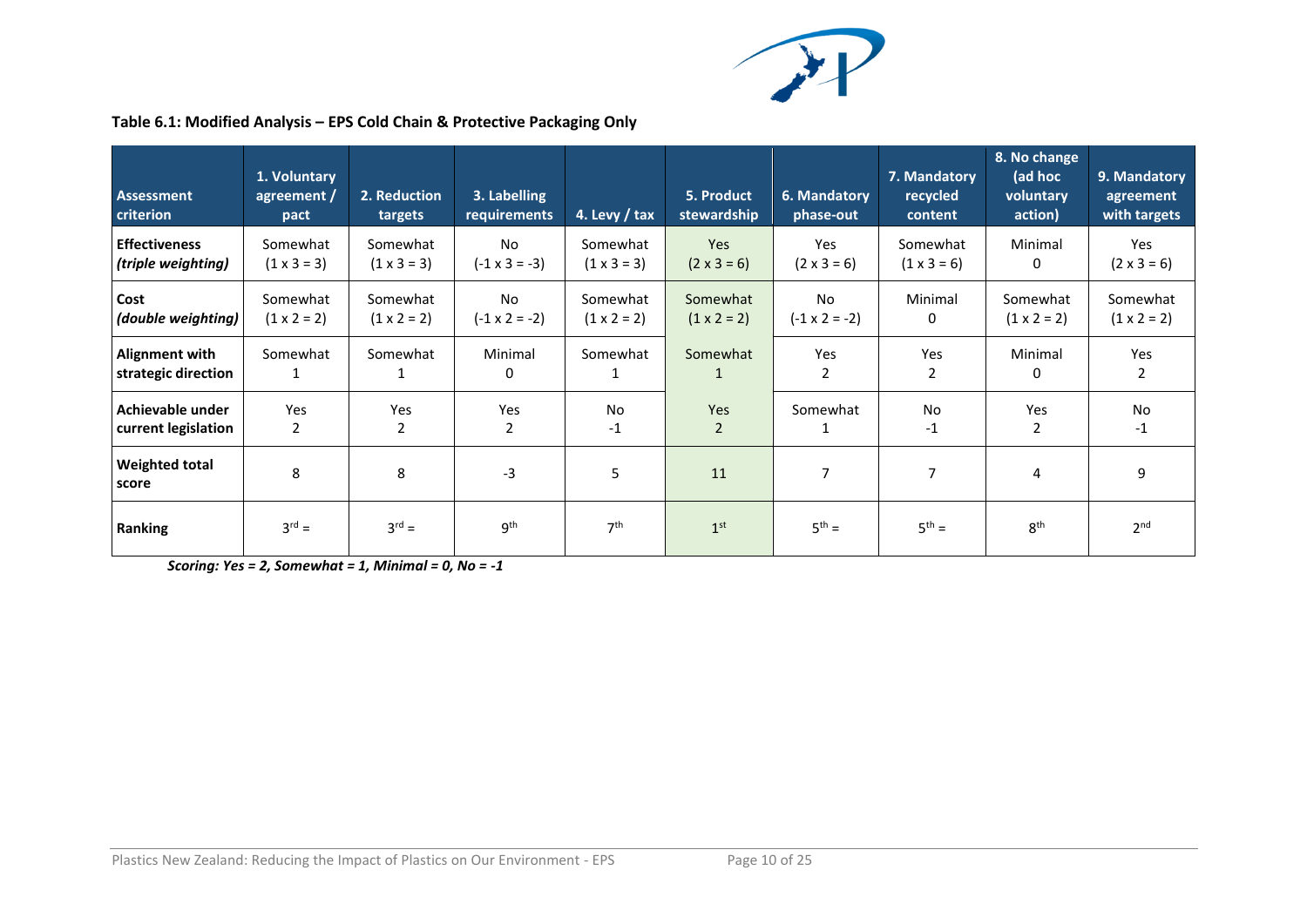**Table 6.1: Modified Analysis – EPS Cold Chain & Protective Packaging Only**

| Assessment criterion | 1. Voluntary agreement / pact | 2. Reduction targets | 3. Labelling requirements | 4. Levy / tax | 5. Product stewardship | 6. Mandatory phase-out | 7. Mandatory recycled content | 8. No change (ad hoc voluntary action) | 9. Mandatory agreement with targets |
|---|---|---|---|---|---|---|---|---|---|
| **Effectiveness** ***(triple weighting)*** | Somewhat (1 x 3 = 3) | Somewhat (1 x 3 = 3) | No (-1 x 3 = -3) | Somewhat (1 x 3 = 3) | Yes (2 x 3 = 6) | Yes (2 x 3 = 6) | Somewhat (1 x 3 = 6) | Minimal 0 | Yes (2 x 3 = 6) |
| **Cost** ***(double weighting)*** | Somewhat (1 x 2 = 2) | Somewhat (1 x 2 = 2) | No (-1 x 2 = -2) | Somewhat (1 x 2 = 2) | Somewhat (1 x 2 = 2) | No (-1 x 2 = -2) | Minimal 0 | Somewhat (1 x 2 = 2) | Somewhat (1 x 2 = 2) |
| **Alignment with strategic direction** | Somewhat 1 | Somewhat 1 | Minimal 0 | Somewhat 1 | Somewhat 1 | Yes 2 | Yes 2 | Minimal 0 | Yes 2 |
| **Achievable under current legislation** | Yes 2 | Yes 2 | Yes 2 | No -1 | Yes 2 | Somewhat 1 | No -1 | Yes 2 | No -1 |
| **Weighted total score** | 8 | 8 | -3 | 5 | 11 | 7 | 7 | 4 | 9 |
| **Ranking** | 3rd = | 3rd = | 9th | 7th | 1st | 5th = | 5th = | 8th | 2nd |

***Scoring: Yes = 2, Somewhat = 1, Minimal = 0, No = -1***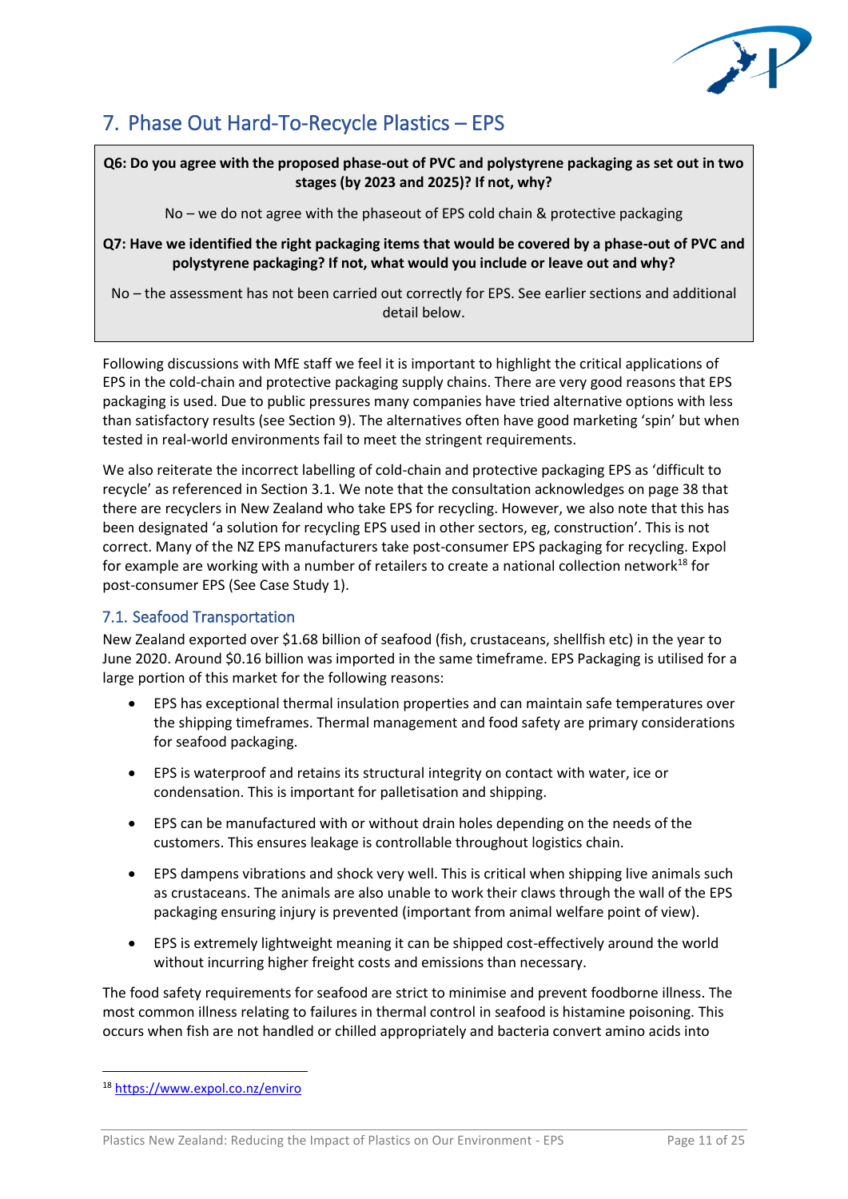# 7. Phase Out Hard-To-Recycle Plastics – EPS

**Q6: Do you agree with the proposed phase-out of PVC and polystyrene packaging as set out in two stages (by 2023 and 2025)? If not, why?**

No – we do not agree with the phaseout of EPS cold chain & protective packaging

**Q7: Have we identified the right packaging items that would be covered by a phase-out of PVC and polystyrene packaging? If not, what would you include or leave out and why?**

No – the assessment has not been carried out correctly for EPS. See earlier sections and additional detail below.

Following discussions with MfE staff we feel it is important to highlight the critical applications of EPS in the cold-chain and protective packaging supply chains. There are very good reasons that EPS packaging is used. Due to public pressures many companies have tried alternative options with less than satisfactory results (see Section 9). The alternatives often have good marketing 'spin' but when tested in real-world environments fail to meet the stringent requirements.

We also reiterate the incorrect labelling of cold-chain and protective packaging EPS as 'difficult to recycle' as referenced in Section 3.1. We note that the consultation acknowledges on page 38 that there are recyclers in New Zealand who take EPS for recycling. However, we also note that this has been designated 'a solution for recycling EPS used in other sectors, eg, construction'. This is not correct. Many of the NZ EPS manufacturers take post-consumer EPS packaging for recycling. Expol for example are working with a number of retailers to create a national collection network[18] for post-consumer EPS (See Case Study 1).

## 7.1. Seafood Transportation

New Zealand exported over $1.68 billion of seafood (fish, crustaceans, shellfish etc) in the year to June 2020. Around $0.16 billion was imported in the same timeframe. EPS Packaging is utilised for a large portion of this market for the following reasons:

- EPS has exceptional thermal insulation properties and can maintain safe temperatures over the shipping timeframes. Thermal management and food safety are primary considerations for seafood packaging.
- EPS is waterproof and retains its structural integrity on contact with water, ice or condensation. This is important for palletisation and shipping.
- EPS can be manufactured with or without drain holes depending on the needs of the customers. This ensures leakage is controllable throughout logistics chain.
- EPS dampens vibrations and shock very well. This is critical when shipping live animals such as crustaceans. The animals are also unable to work their claws through the wall of the EPS packaging ensuring injury is prevented (important from animal welfare point of view).
- EPS is extremely lightweight meaning it can be shipped cost-effectively around the world without incurring higher freight costs and emissions than necessary.

The food safety requirements for seafood are strict to minimise and prevent foodborne illness. The most common illness relating to failures in thermal control in seafood is histamine poisoning. This occurs when fish are not handled or chilled appropriately and bacteria convert amino acids into

[18] https://www.expol.co.nz/enviro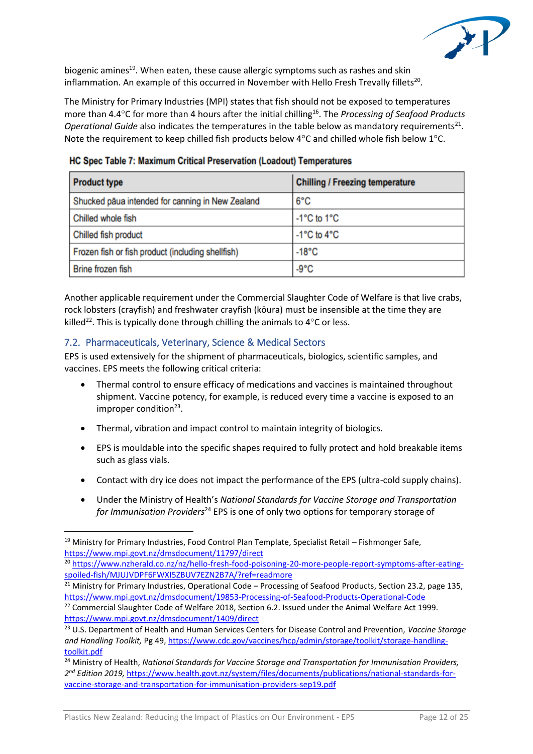biogenic amines[19]. When eaten, these cause allergic symptoms such as rashes and skin inflammation. An example of this occurred in November with Hello Fresh Trevally fillets[20].

The Ministry for Primary Industries (MPI) states that fish should not be exposed to temperatures more than 4.4°C for more than 4 hours after the initial chilling[16]. The *Processing of Seafood Products Operational Guide* also indicates the temperatures in the table below as mandatory requirements[21]. Note the requirement to keep chilled fish products below 4°C and chilled whole fish below 1°C.

**HC Spec Table 7: Maximum Critical Preservation (Loadout) Temperatures**

| Product type | Chilling / Freezing temperature |
|---|---|
| Shucked pāua intended for canning in New Zealand | 6°C |
| Chilled whole fish | -1°C to 1°C |
| Chilled fish product | -1°C to 4°C |
| Frozen fish or fish product (including shellfish) | -18°C |
| Brine frozen fish | -9°C |

Another applicable requirement under the Commercial Slaughter Code of Welfare is that live crabs, rock lobsters (crayfish) and freshwater crayfish (kōura) must be insensible at the time they are killed[22]. This is typically done through chilling the animals to 4°C or less.

## 7.2. Pharmaceuticals, Veterinary, Science & Medical Sectors

EPS is used extensively for the shipment of pharmaceuticals, biologics, scientific samples, and vaccines. EPS meets the following critical criteria:

- Thermal control to ensure efficacy of medications and vaccines is maintained throughout shipment. Vaccine potency, for example, is reduced every time a vaccine is exposed to an improper condition[23].
- Thermal, vibration and impact control to maintain integrity of biologics.
- EPS is mouldable into the specific shapes required to fully protect and hold breakable items such as glass vials.
- Contact with dry ice does not impact the performance of the EPS (ultra-cold supply chains).
- Under the Ministry of Health's *National Standards for Vaccine Storage and Transportation for Immunisation Providers*[24] EPS is one of only two options for temporary storage of

---

[19] Ministry for Primary Industries, Food Control Plan Template, Specialist Retail – Fishmonger Safe, https://www.mpi.govt.nz/dmsdocument/11797/direct

[20] https://www.nzherald.co.nz/nz/hello-fresh-food-poisoning-20-more-people-report-symptoms-after-eating-spoiled-fish/MJUJVDPF6FWXI5ZBUV7EZN2B7A/?ref=readmore

[21] Ministry for Primary Industries, Operational Code – Processing of Seafood Products, Section 23.2, page 135, https://www.mpi.govt.nz/dmsdocument/19853-Processing-of-Seafood-Products-Operational-Code

[22] Commercial Slaughter Code of Welfare 2018, Section 6.2. Issued under the Animal Welfare Act 1999. https://www.mpi.govt.nz/dmsdocument/1409/direct

[23] U.S. Department of Health and Human Services Centers for Disease Control and Prevention, *Vaccine Storage and Handling Toolkit,* Pg 49, https://www.cdc.gov/vaccines/hcp/admin/storage/toolkit/storage-handling-toolkit.pdf

[24] Ministry of Health, *National Standards for Vaccine Storage and Transportation for Immunisation Providers, 2nd Edition 2019,* https://www.health.govt.nz/system/files/documents/publications/national-standards-for-vaccine-storage-and-transportation-for-immunisation-providers-sep19.pdf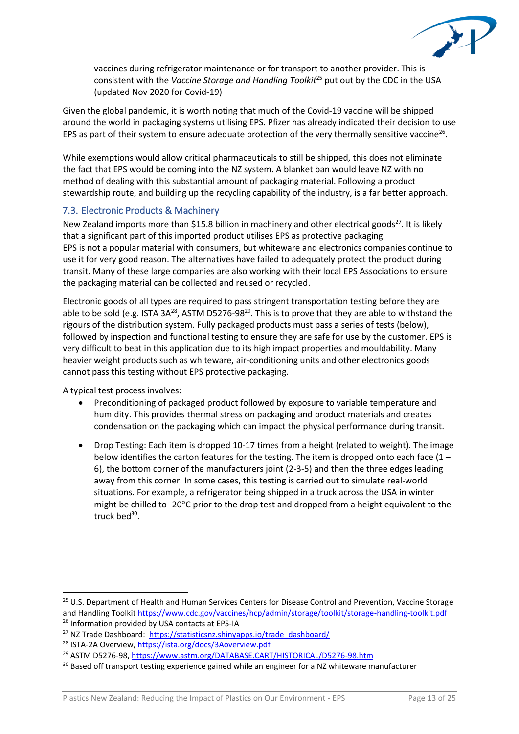vaccines during refrigerator maintenance or for transport to another provider. This is consistent with the *Vaccine Storage and Handling Toolkit*[25] put out by the CDC in the USA (updated Nov 2020 for Covid-19)

Given the global pandemic, it is worth noting that much of the Covid-19 vaccine will be shipped around the world in packaging systems utilising EPS. Pfizer has already indicated their decision to use EPS as part of their system to ensure adequate protection of the very thermally sensitive vaccine[26].

While exemptions would allow critical pharmaceuticals to still be shipped, this does not eliminate the fact that EPS would be coming into the NZ system. A blanket ban would leave NZ with no method of dealing with this substantial amount of packaging material. Following a product stewardship route, and building up the recycling capability of the industry, is a far better approach.

## 7.3. Electronic Products & Machinery

New Zealand imports more than $15.8 billion in machinery and other electrical goods[27]. It is likely that a significant part of this imported product utilises EPS as protective packaging.
EPS is not a popular material with consumers, but whiteware and electronics companies continue to use it for very good reason. The alternatives have failed to adequately protect the product during transit. Many of these large companies are also working with their local EPS Associations to ensure the packaging material can be collected and reused or recycled.

Electronic goods of all types are required to pass stringent transportation testing before they are able to be sold (e.g. ISTA 3A[28], ASTM D5276-98[29]. This is to prove that they are able to withstand the rigours of the distribution system. Fully packaged products must pass a series of tests (below), followed by inspection and functional testing to ensure they are safe for use by the customer. EPS is very difficult to beat in this application due to its high impact properties and mouldability. Many heavier weight products such as whiteware, air-conditioning units and other electronics goods cannot pass this testing without EPS protective packaging.

A typical test process involves:

- Preconditioning of packaged product followed by exposure to variable temperature and humidity. This provides thermal stress on packaging and product materials and creates condensation on the packaging which can impact the physical performance during transit.
- Drop Testing: Each item is dropped 10-17 times from a height (related to weight). The image below identifies the carton features for the testing. The item is dropped onto each face (1 – 6), the bottom corner of the manufacturers joint (2-3-5) and then the three edges leading away from this corner. In some cases, this testing is carried out to simulate real-world situations. For example, a refrigerator being shipped in a truck across the USA in winter might be chilled to -20°C prior to the drop test and dropped from a height equivalent to the truck bed[30].

---

[25] U.S. Department of Health and Human Services Centers for Disease Control and Prevention, Vaccine Storage and Handling Toolkit https://www.cdc.gov/vaccines/hcp/admin/storage/toolkit/storage-handling-toolkit.pdf

[26] Information provided by USA contacts at EPS-IA

[27] NZ Trade Dashboard: https://statisticsnz.shinyapps.io/trade_dashboard/

[28] ISTA-2A Overview, https://ista.org/docs/3Aoverview.pdf

[29] ASTM D5276-98, https://www.astm.org/DATABASE.CART/HISTORICAL/D5276-98.htm

[30] Based off transport testing experience gained while an engineer for a NZ whiteware manufacturer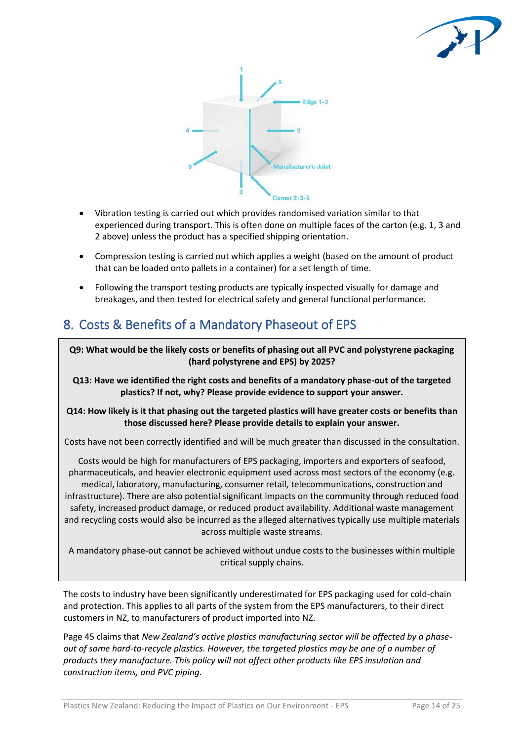- Vibration testing is carried out which provides randomised variation similar to that experienced during transport. This is often done on multiple faces of the carton (e.g. 1, 3 and 2 above) unless the product has a specified shipping orientation.
- Compression testing is carried out which applies a weight (based on the amount of product that can be loaded onto pallets in a container) for a set length of time.
- Following the transport testing products are typically inspected visually for damage and breakages, and then tested for electrical safety and general functional performance.

## 8. Costs & Benefits of a Mandatory Phaseout of EPS

**Q9: What would be the likely costs or benefits of phasing out all PVC and polystyrene packaging (hard polystyrene and EPS) by 2025?**

**Q13: Have we identified the right costs and benefits of a mandatory phase-out of the targeted plastics? If not, why? Please provide evidence to support your answer.**

**Q14: How likely is it that phasing out the targeted plastics will have greater costs or benefits than those discussed here? Please provide details to explain your answer.**

Costs have not been correctly identified and will be much greater than discussed in the consultation.

Costs would be high for manufacturers of EPS packaging, importers and exporters of seafood, pharmaceuticals, and heavier electronic equipment used across most sectors of the economy (e.g. medical, laboratory, manufacturing, consumer retail, telecommunications, construction and infrastructure). There are also potential significant impacts on the community through reduced food safety, increased product damage, or reduced product availability. Additional waste management and recycling costs would also be incurred as the alleged alternatives typically use multiple materials across multiple waste streams.

A mandatory phase-out cannot be achieved without undue costs to the businesses within multiple critical supply chains.

The costs to industry have been significantly underestimated for EPS packaging used for cold-chain and protection. This applies to all parts of the system from the EPS manufacturers, to their direct customers in NZ, to manufacturers of product imported into NZ.

Page 45 claims that *New Zealand's active plastics manufacturing sector will be affected by a phase-out of some hard-to-recycle plastics. However, the targeted plastics may be one of a number of products they manufacture. This policy will not affect other products like EPS insulation and construction items, and PVC piping.*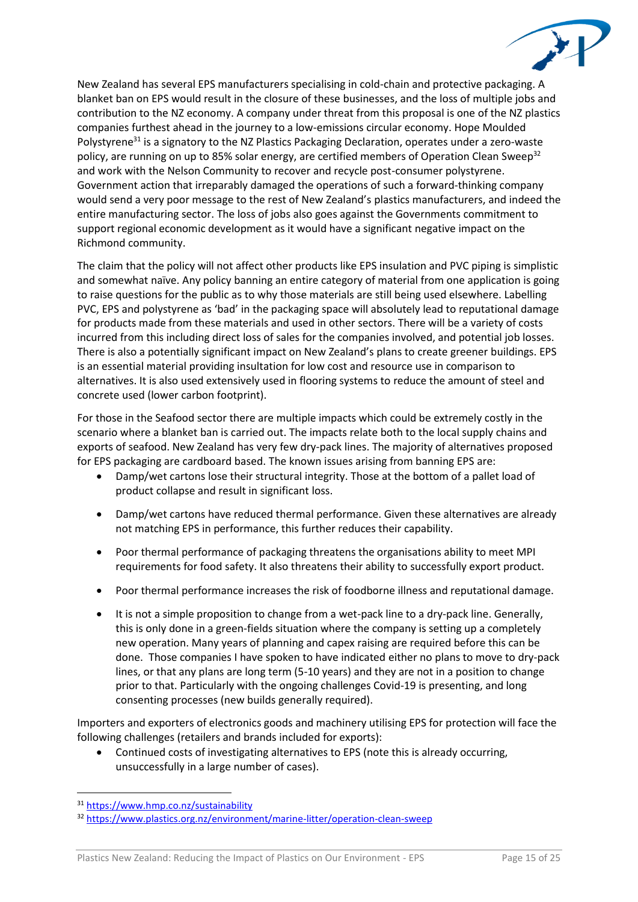New Zealand has several EPS manufacturers specialising in cold-chain and protective packaging. A blanket ban on EPS would result in the closure of these businesses, and the loss of multiple jobs and contribution to the NZ economy. A company under threat from this proposal is one of the NZ plastics companies furthest ahead in the journey to a low-emissions circular economy. Hope Moulded Polystyrene[31] is a signatory to the NZ Plastics Packaging Declaration, operates under a zero-waste policy, are running on up to 85% solar energy, are certified members of Operation Clean Sweep[32] and work with the Nelson Community to recover and recycle post-consumer polystyrene. Government action that irreparably damaged the operations of such a forward-thinking company would send a very poor message to the rest of New Zealand's plastics manufacturers, and indeed the entire manufacturing sector. The loss of jobs also goes against the Governments commitment to support regional economic development as it would have a significant negative impact on the Richmond community.

The claim that the policy will not affect other products like EPS insulation and PVC piping is simplistic and somewhat naïve. Any policy banning an entire category of material from one application is going to raise questions for the public as to why those materials are still being used elsewhere. Labelling PVC, EPS and polystyrene as 'bad' in the packaging space will absolutely lead to reputational damage for products made from these materials and used in other sectors. There will be a variety of costs incurred from this including direct loss of sales for the companies involved, and potential job losses. There is also a potentially significant impact on New Zealand's plans to create greener buildings. EPS is an essential material providing insultation for low cost and resource use in comparison to alternatives. It is also used extensively used in flooring systems to reduce the amount of steel and concrete used (lower carbon footprint).

For those in the Seafood sector there are multiple impacts which could be extremely costly in the scenario where a blanket ban is carried out. The impacts relate both to the local supply chains and exports of seafood. New Zealand has very few dry-pack lines. The majority of alternatives proposed for EPS packaging are cardboard based. The known issues arising from banning EPS are:

- Damp/wet cartons lose their structural integrity. Those at the bottom of a pallet load of product collapse and result in significant loss.
- Damp/wet cartons have reduced thermal performance. Given these alternatives are already not matching EPS in performance, this further reduces their capability.
- Poor thermal performance of packaging threatens the organisations ability to meet MPI requirements for food safety. It also threatens their ability to successfully export product.
- Poor thermal performance increases the risk of foodborne illness and reputational damage.
- It is not a simple proposition to change from a wet-pack line to a dry-pack line. Generally, this is only done in a green-fields situation where the company is setting up a completely new operation. Many years of planning and capex raising are required before this can be done. Those companies I have spoken to have indicated either no plans to move to dry-pack lines, or that any plans are long term (5-10 years) and they are not in a position to change prior to that. Particularly with the ongoing challenges Covid-19 is presenting, and long consenting processes (new builds generally required).

Importers and exporters of electronics goods and machinery utilising EPS for protection will face the following challenges (retailers and brands included for exports):

- Continued costs of investigating alternatives to EPS (note this is already occurring, unsuccessfully in a large number of cases).

---

[31] https://www.hmp.co.nz/sustainability

[32] https://www.plastics.org.nz/environment/marine-litter/operation-clean-sweep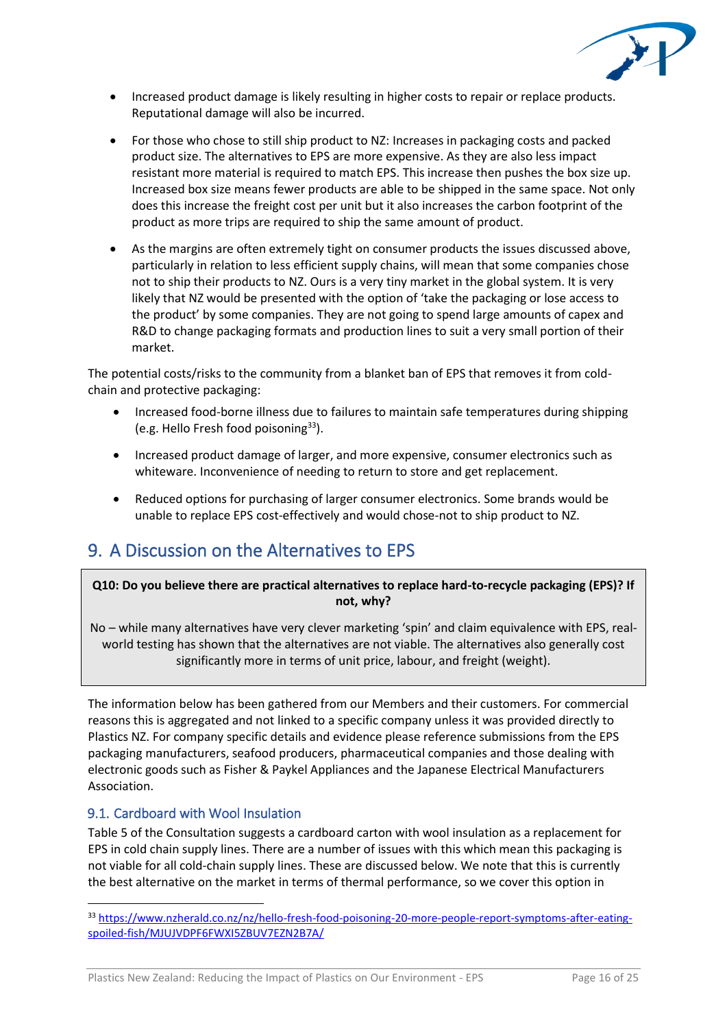- Increased product damage is likely resulting in higher costs to repair or replace products. Reputational damage will also be incurred.
- For those who chose to still ship product to NZ: Increases in packaging costs and packed product size. The alternatives to EPS are more expensive. As they are also less impact resistant more material is required to match EPS. This increase then pushes the box size up. Increased box size means fewer products are able to be shipped in the same space. Not only does this increase the freight cost per unit but it also increases the carbon footprint of the product as more trips are required to ship the same amount of product.
- As the margins are often extremely tight on consumer products the issues discussed above, particularly in relation to less efficient supply chains, will mean that some companies chose not to ship their products to NZ. Ours is a very tiny market in the global system. It is very likely that NZ would be presented with the option of 'take the packaging or lose access to the product' by some companies. They are not going to spend large amounts of capex and R&D to change packaging formats and production lines to suit a very small portion of their market.

The potential costs/risks to the community from a blanket ban of EPS that removes it from cold-chain and protective packaging:

- Increased food-borne illness due to failures to maintain safe temperatures during shipping (e.g. Hello Fresh food poisoning[33]).
- Increased product damage of larger, and more expensive, consumer electronics such as whiteware. Inconvenience of needing to return to store and get replacement.
- Reduced options for purchasing of larger consumer electronics. Some brands would be unable to replace EPS cost-effectively and would chose-not to ship product to NZ.

# 9. A Discussion on the Alternatives to EPS

**Q10: Do you believe there are practical alternatives to replace hard-to-recycle packaging (EPS)? If not, why?**

No – while many alternatives have very clever marketing 'spin' and claim equivalence with EPS, real-world testing has shown that the alternatives are not viable. The alternatives also generally cost significantly more in terms of unit price, labour, and freight (weight).

The information below has been gathered from our Members and their customers. For commercial reasons this is aggregated and not linked to a specific company unless it was provided directly to Plastics NZ. For company specific details and evidence please reference submissions from the EPS packaging manufacturers, seafood producers, pharmaceutical companies and those dealing with electronic goods such as Fisher & Paykel Appliances and the Japanese Electrical Manufacturers Association.

## 9.1. Cardboard with Wool Insulation

Table 5 of the Consultation suggests a cardboard carton with wool insulation as a replacement for EPS in cold chain supply lines. There are a number of issues with this which mean this packaging is not viable for all cold-chain supply lines. These are discussed below. We note that this is currently the best alternative on the market in terms of thermal performance, so we cover this option in

---

[33] https://www.nzherald.co.nz/nz/hello-fresh-food-poisoning-20-more-people-report-symptoms-after-eating-spoiled-fish/MJUJVDPF6FWXI5ZBUV7EZN2B7A/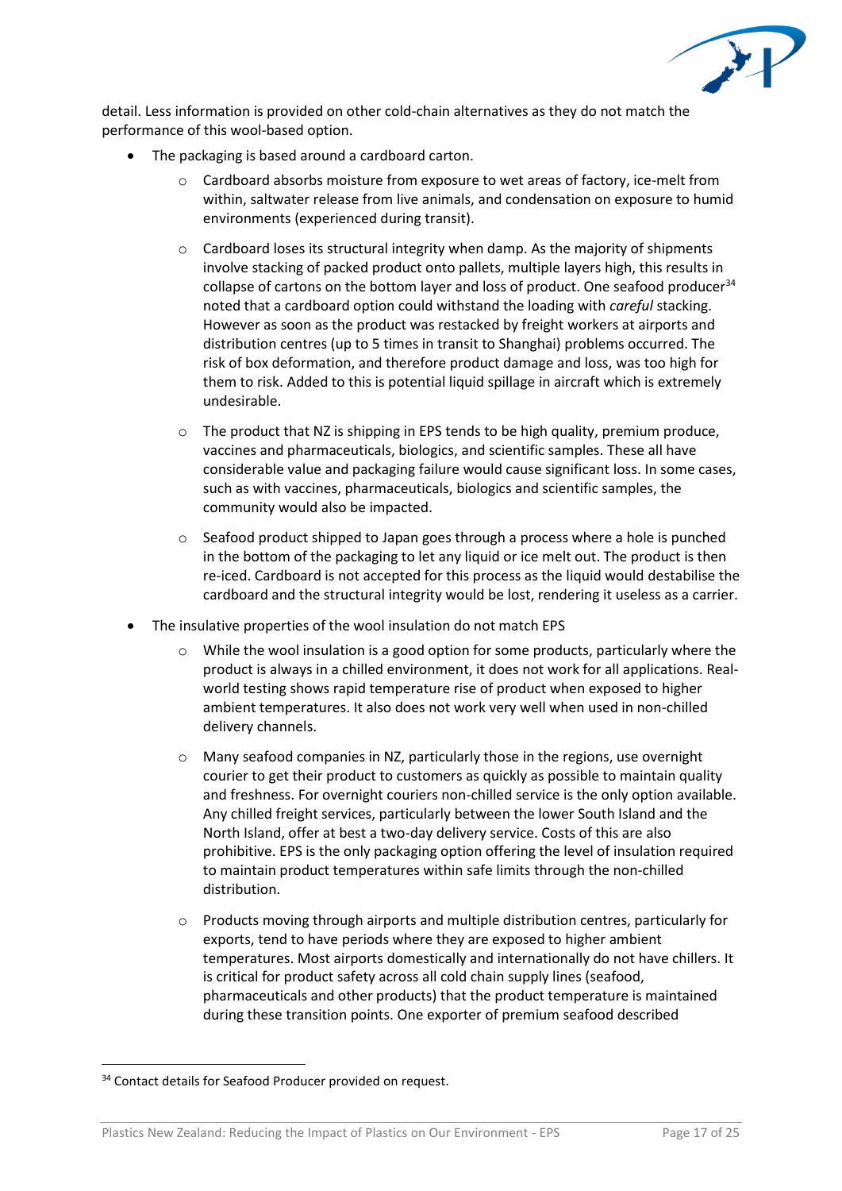detail. Less information is provided on other cold-chain alternatives as they do not match the performance of this wool-based option.

- The packaging is based around a cardboard carton.
  - Cardboard absorbs moisture from exposure to wet areas of factory, ice-melt from within, saltwater release from live animals, and condensation on exposure to humid environments (experienced during transit).
  - Cardboard loses its structural integrity when damp. As the majority of shipments involve stacking of packed product onto pallets, multiple layers high, this results in collapse of cartons on the bottom layer and loss of product. One seafood producer[34] noted that a cardboard option could withstand the loading with *careful* stacking. However as soon as the product was restacked by freight workers at airports and distribution centres (up to 5 times in transit to Shanghai) problems occurred. The risk of box deformation, and therefore product damage and loss, was too high for them to risk. Added to this is potential liquid spillage in aircraft which is extremely undesirable.
  - The product that NZ is shipping in EPS tends to be high quality, premium produce, vaccines and pharmaceuticals, biologics, and scientific samples. These all have considerable value and packaging failure would cause significant loss. In some cases, such as with vaccines, pharmaceuticals, biologics and scientific samples, the community would also be impacted.
  - Seafood product shipped to Japan goes through a process where a hole is punched in the bottom of the packaging to let any liquid or ice melt out. The product is then re-iced. Cardboard is not accepted for this process as the liquid would destabilise the cardboard and the structural integrity would be lost, rendering it useless as a carrier.
- The insulative properties of the wool insulation do not match EPS
  - While the wool insulation is a good option for some products, particularly where the product is always in a chilled environment, it does not work for all applications. Real-world testing shows rapid temperature rise of product when exposed to higher ambient temperatures. It also does not work very well when used in non-chilled delivery channels.
  - Many seafood companies in NZ, particularly those in the regions, use overnight courier to get their product to customers as quickly as possible to maintain quality and freshness. For overnight couriers non-chilled service is the only option available. Any chilled freight services, particularly between the lower South Island and the North Island, offer at best a two-day delivery service. Costs of this are also prohibitive. EPS is the only packaging option offering the level of insulation required to maintain product temperatures within safe limits through the non-chilled distribution.
  - Products moving through airports and multiple distribution centres, particularly for exports, tend to have periods where they are exposed to higher ambient temperatures. Most airports domestically and internationally do not have chillers. It is critical for product safety across all cold chain supply lines (seafood, pharmaceuticals and other products) that the product temperature is maintained during these transition points. One exporter of premium seafood described

[34] Contact details for Seafood Producer provided on request.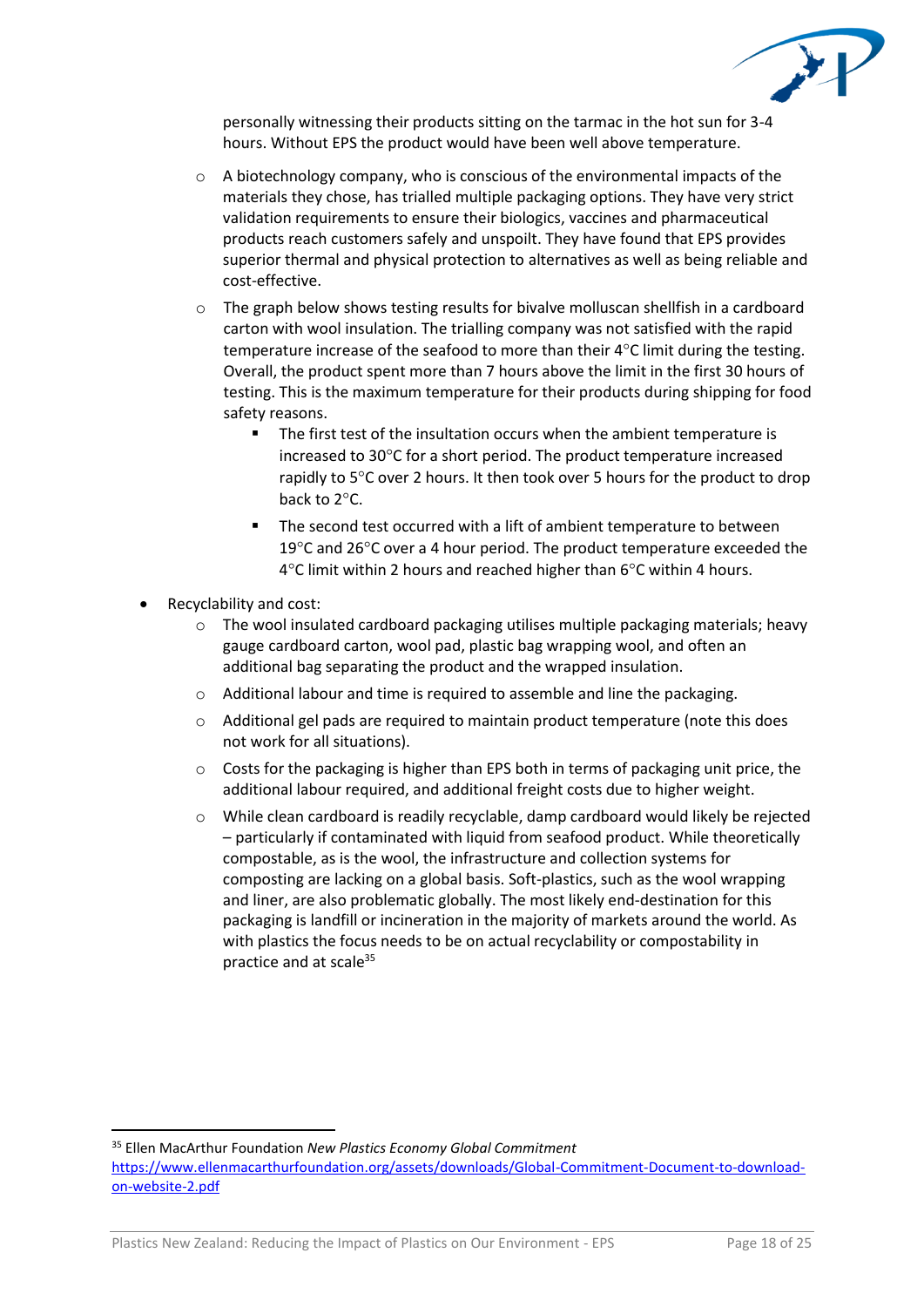personally witnessing their products sitting on the tarmac in the hot sun for 3-4 hours. Without EPS the product would have been well above temperature.

- A biotechnology company, who is conscious of the environmental impacts of the materials they chose, has trialled multiple packaging options. They have very strict validation requirements to ensure their biologics, vaccines and pharmaceutical products reach customers safely and unspoilt. They have found that EPS provides superior thermal and physical protection to alternatives as well as being reliable and cost-effective.
- The graph below shows testing results for bivalve molluscan shellfish in a cardboard carton with wool insulation. The trialling company was not satisfied with the rapid temperature increase of the seafood to more than their 4°C limit during the testing. Overall, the product spent more than 7 hours above the limit in the first 30 hours of testing. This is the maximum temperature for their products during shipping for food safety reasons.
  - The first test of the insultation occurs when the ambient temperature is increased to 30°C for a short period. The product temperature increased rapidly to 5°C over 2 hours. It then took over 5 hours for the product to drop back to 2°C.
  - The second test occurred with a lift of ambient temperature to between 19°C and 26°C over a 4 hour period. The product temperature exceeded the 4°C limit within 2 hours and reached higher than 6°C within 4 hours.

- Recyclability and cost:
  - The wool insulated cardboard packaging utilises multiple packaging materials; heavy gauge cardboard carton, wool pad, plastic bag wrapping wool, and often an additional bag separating the product and the wrapped insulation.
  - Additional labour and time is required to assemble and line the packaging.
  - Additional gel pads are required to maintain product temperature (note this does not work for all situations).
  - Costs for the packaging is higher than EPS both in terms of packaging unit price, the additional labour required, and additional freight costs due to higher weight.
  - While clean cardboard is readily recyclable, damp cardboard would likely be rejected – particularly if contaminated with liquid from seafood product. While theoretically compostable, as is the wool, the infrastructure and collection systems for composting are lacking on a global basis. Soft-plastics, such as the wool wrapping and liner, are also problematic globally. The most likely end-destination for this packaging is landfill or incineration in the majority of markets around the world. As with plastics the focus needs to be on actual recyclability or compostability in practice and at scale[35]

[35] Ellen MacArthur Foundation *New Plastics Economy Global Commitment* https://www.ellenmacarthurfoundation.org/assets/downloads/Global-Commitment-Document-to-download-on-website-2.pdf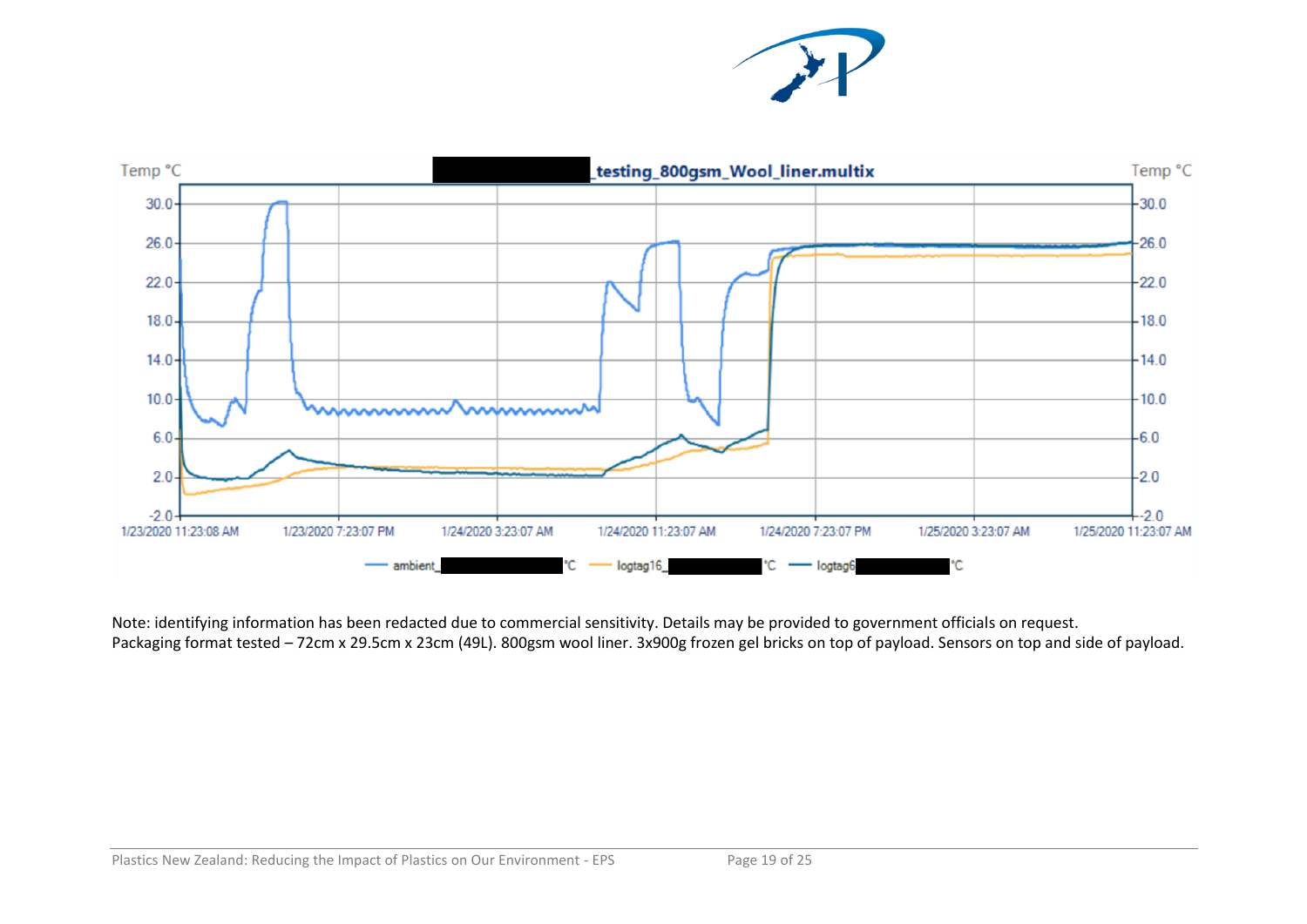Note: identifying information has been redacted due to commercial sensitivity. Details may be provided to government officials on request.
Packaging format tested – 72cm x 29.5cm x 23cm (49L). 800gsm wool liner. 3x900g frozen gel bricks on top of payload. Sensors on top and side of payload.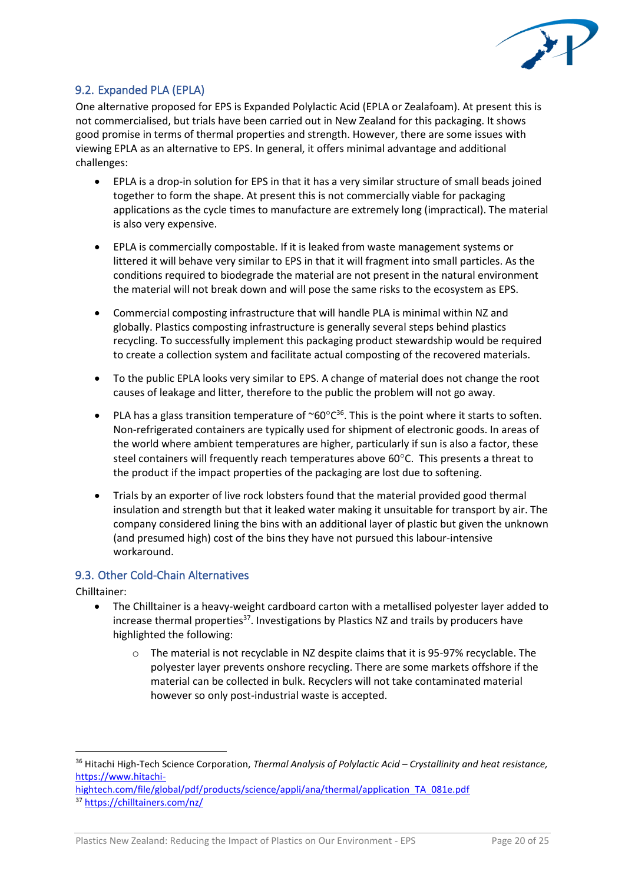## 9.2. Expanded PLA (EPLA)

One alternative proposed for EPS is Expanded Polylactic Acid (EPLA or Zealafoam). At present this is not commercialised, but trials have been carried out in New Zealand for this packaging. It shows good promise in terms of thermal properties and strength. However, there are some issues with viewing EPLA as an alternative to EPS. In general, it offers minimal advantage and additional challenges:

- EPLA is a drop-in solution for EPS in that it has a very similar structure of small beads joined together to form the shape. At present this is not commercially viable for packaging applications as the cycle times to manufacture are extremely long (impractical). The material is also very expensive.
- EPLA is commercially compostable. If it is leaked from waste management systems or littered it will behave very similar to EPS in that it will fragment into small particles. As the conditions required to biodegrade the material are not present in the natural environment the material will not break down and will pose the same risks to the ecosystem as EPS.
- Commercial composting infrastructure that will handle PLA is minimal within NZ and globally. Plastics composting infrastructure is generally several steps behind plastics recycling. To successfully implement this packaging product stewardship would be required to create a collection system and facilitate actual composting of the recovered materials.
- To the public EPLA looks very similar to EPS. A change of material does not change the root causes of leakage and litter, therefore to the public the problem will not go away.
- PLA has a glass transition temperature of ~60°C[36]. This is the point where it starts to soften. Non-refrigerated containers are typically used for shipment of electronic goods. In areas of the world where ambient temperatures are higher, particularly if sun is also a factor, these steel containers will frequently reach temperatures above 60°C. This presents a threat to the product if the impact properties of the packaging are lost due to softening.
- Trials by an exporter of live rock lobsters found that the material provided good thermal insulation and strength but that it leaked water making it unsuitable for transport by air. The company considered lining the bins with an additional layer of plastic but given the unknown (and presumed high) cost of the bins they have not pursued this labour-intensive workaround.

## 9.3. Other Cold-Chain Alternatives

Chilltainer:

- The Chilltainer is a heavy-weight cardboard carton with a metallised polyester layer added to increase thermal properties[37]. Investigations by Plastics NZ and trails by producers have highlighted the following:
  - The material is not recyclable in NZ despite claims that it is 95-97% recyclable. The polyester layer prevents onshore recycling. There are some markets offshore if the material can be collected in bulk. Recyclers will not take contaminated material however so only post-industrial waste is accepted.

---

[36] Hitachi High-Tech Science Corporation, *Thermal Analysis of Polylactic Acid – Crystallinity and heat resistance,* https://www.hitachi-hightech.com/file/global/pdf/products/science/appli/ana/thermal/application_TA_081e.pdf

[37] https://chilltainers.com/nz/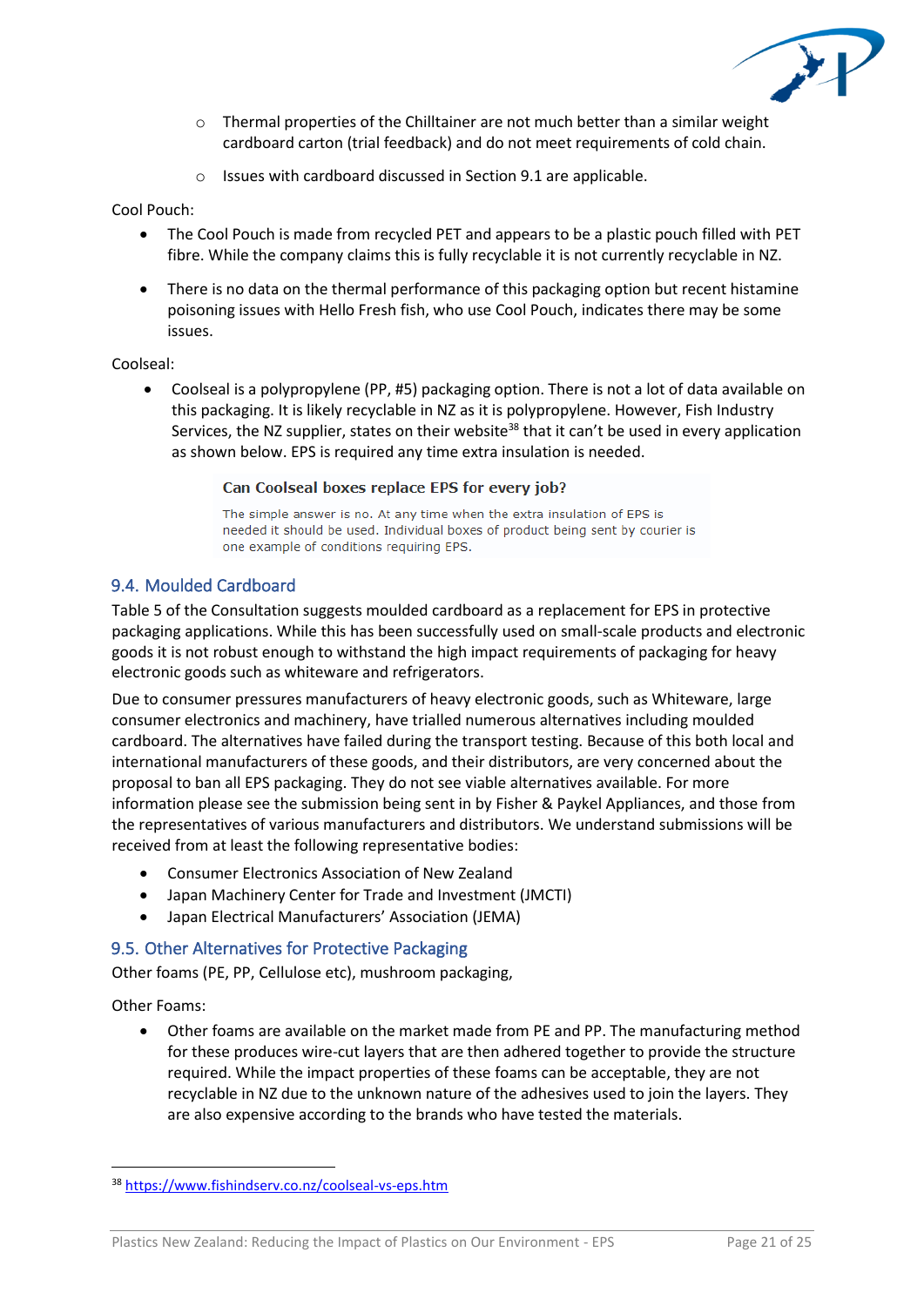- Thermal properties of the Chilltainer are not much better than a similar weight cardboard carton (trial feedback) and do not meet requirements of cold chain.
    - Issues with cardboard discussed in Section 9.1 are applicable.

Cool Pouch:

- The Cool Pouch is made from recycled PET and appears to be a plastic pouch filled with PET fibre. While the company claims this is fully recyclable it is not currently recyclable in NZ.
- There is no data on the thermal performance of this packaging option but recent histamine poisoning issues with Hello Fresh fish, who use Cool Pouch, indicates there may be some issues.

Coolseal:

- Coolseal is a polypropylene (PP, #5) packaging option. There is not a lot of data available on this packaging. It is likely recyclable in NZ as it is polypropylene. However, Fish Industry Services, the NZ supplier, states on their website[38] that it can't be used in every application as shown below. EPS is required any time extra insulation is needed.

> **Can Coolseal boxes replace EPS for every job?**
>
> The simple answer is no. At any time when the extra insulation of EPS is needed it should be used. Individual boxes of product being sent by courier is one example of conditions requiring EPS.

## 9.4. Moulded Cardboard

Table 5 of the Consultation suggests moulded cardboard as a replacement for EPS in protective packaging applications. While this has been successfully used on small-scale products and electronic goods it is not robust enough to withstand the high impact requirements of packaging for heavy electronic goods such as whiteware and refrigerators.

Due to consumer pressures manufacturers of heavy electronic goods, such as Whiteware, large consumer electronics and machinery, have trialled numerous alternatives including moulded cardboard. The alternatives have failed during the transport testing. Because of this both local and international manufacturers of these goods, and their distributors, are very concerned about the proposal to ban all EPS packaging. They do not see viable alternatives available. For more information please see the submission being sent in by Fisher & Paykel Appliances, and those from the representatives of various manufacturers and distributors. We understand submissions will be received from at least the following representative bodies:

- Consumer Electronics Association of New Zealand
- Japan Machinery Center for Trade and Investment (JMCTI)
- Japan Electrical Manufacturers' Association (JEMA)

## 9.5. Other Alternatives for Protective Packaging

Other foams (PE, PP, Cellulose etc), mushroom packaging,

Other Foams:

- Other foams are available on the market made from PE and PP. The manufacturing method for these produces wire-cut layers that are then adhered together to provide the structure required. While the impact properties of these foams can be acceptable, they are not recyclable in NZ due to the unknown nature of the adhesives used to join the layers. They are also expensive according to the brands who have tested the materials.

---

[38] https://www.fishindserv.co.nz/coolseal-vs-eps.htm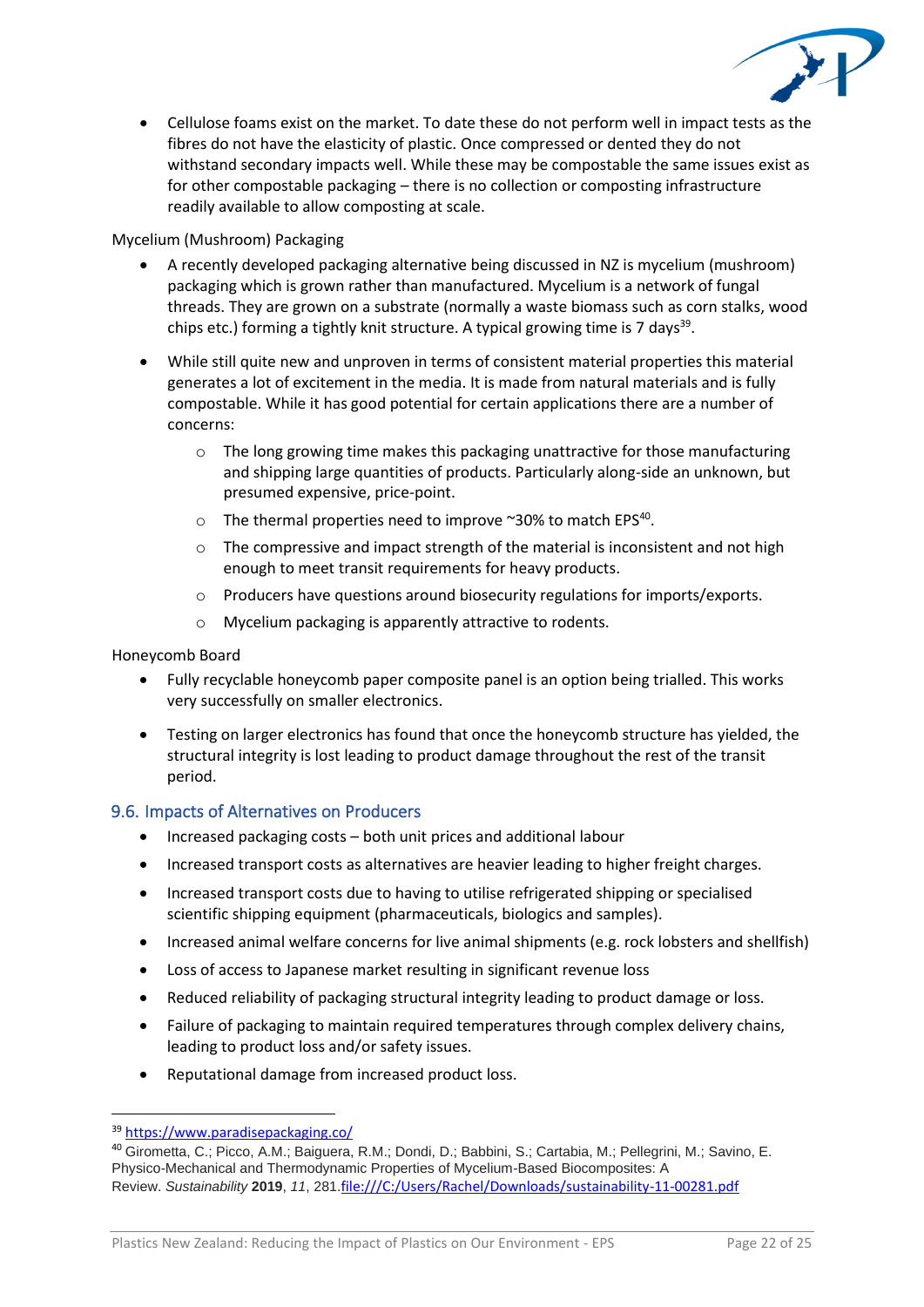- Cellulose foams exist on the market. To date these do not perform well in impact tests as the fibres do not have the elasticity of plastic. Once compressed or dented they do not withstand secondary impacts well. While these may be compostable the same issues exist as for other compostable packaging – there is no collection or composting infrastructure readily available to allow composting at scale.

Mycelium (Mushroom) Packaging

- A recently developed packaging alternative being discussed in NZ is mycelium (mushroom) packaging which is grown rather than manufactured. Mycelium is a network of fungal threads. They are grown on a substrate (normally a waste biomass such as corn stalks, wood chips etc.) forming a tightly knit structure. A typical growing time is 7 days[39].
- While still quite new and unproven in terms of consistent material properties this material generates a lot of excitement in the media. It is made from natural materials and is fully compostable. While it has good potential for certain applications there are a number of concerns:
    - The long growing time makes this packaging unattractive for those manufacturing and shipping large quantities of products. Particularly along-side an unknown, but presumed expensive, price-point.
    - The thermal properties need to improve ~30% to match EPS[40].
    - The compressive and impact strength of the material is inconsistent and not high enough to meet transit requirements for heavy products.
    - Producers have questions around biosecurity regulations for imports/exports.
    - Mycelium packaging is apparently attractive to rodents.

Honeycomb Board

- Fully recyclable honeycomb paper composite panel is an option being trialled. This works very successfully on smaller electronics.
- Testing on larger electronics has found that once the honeycomb structure has yielded, the structural integrity is lost leading to product damage throughout the rest of the transit period.

## 9.6. Impacts of Alternatives on Producers

- Increased packaging costs – both unit prices and additional labour
- Increased transport costs as alternatives are heavier leading to higher freight charges.
- Increased transport costs due to having to utilise refrigerated shipping or specialised scientific shipping equipment (pharmaceuticals, biologics and samples).
- Increased animal welfare concerns for live animal shipments (e.g. rock lobsters and shellfish)
- Loss of access to Japanese market resulting in significant revenue loss
- Reduced reliability of packaging structural integrity leading to product damage or loss.
- Failure of packaging to maintain required temperatures through complex delivery chains, leading to product loss and/or safety issues.
- Reputational damage from increased product loss.

---

[39] https://www.paradisepackaging.co/

[40] Girometta, C.; Picco, A.M.; Baiguera, R.M.; Dondi, D.; Babbini, S.; Cartabia, M.; Pellegrini, M.; Savino, E. Physico-Mechanical and Thermodynamic Properties of Mycelium-Based Biocomposites: A Review. *Sustainability* **2019**, *11*, 281.file:///C:/Users/Rachel/Downloads/sustainability-11-00281.pdf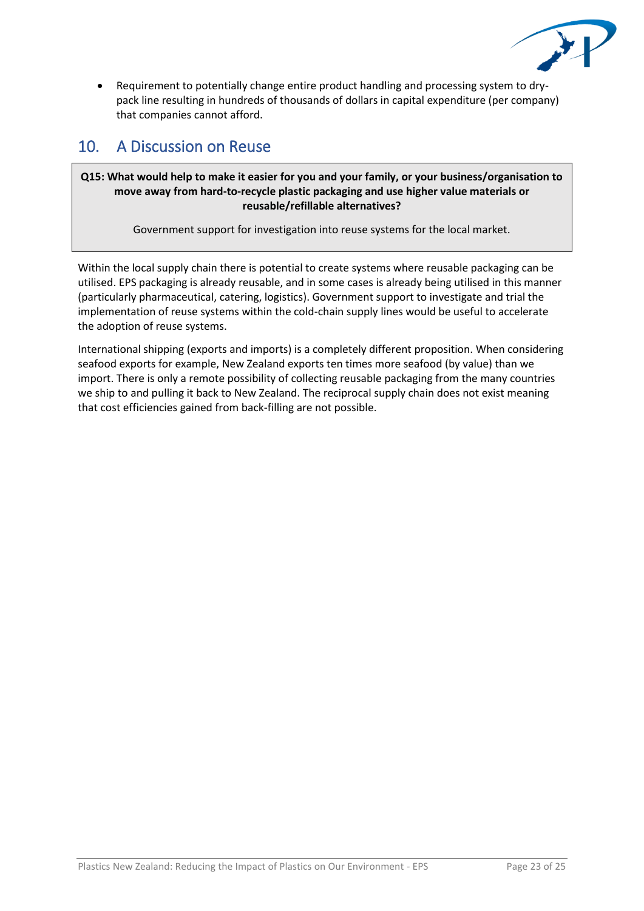- Requirement to potentially change entire product handling and processing system to dry-pack line resulting in hundreds of thousands of dollars in capital expenditure (per company) that companies cannot afford.

## 10. A Discussion on Reuse

**Q15: What would help to make it easier for you and your family, or your business/organisation to move away from hard-to-recycle plastic packaging and use higher value materials or reusable/refillable alternatives?**

Government support for investigation into reuse systems for the local market.

Within the local supply chain there is potential to create systems where reusable packaging can be utilised. EPS packaging is already reusable, and in some cases is already being utilised in this manner (particularly pharmaceutical, catering, logistics). Government support to investigate and trial the implementation of reuse systems within the cold-chain supply lines would be useful to accelerate the adoption of reuse systems.

International shipping (exports and imports) is a completely different proposition. When considering seafood exports for example, New Zealand exports ten times more seafood (by value) than we import. There is only a remote possibility of collecting reusable packaging from the many countries we ship to and pulling it back to New Zealand. The reciprocal supply chain does not exist meaning that cost efficiencies gained from back-filling are not possible.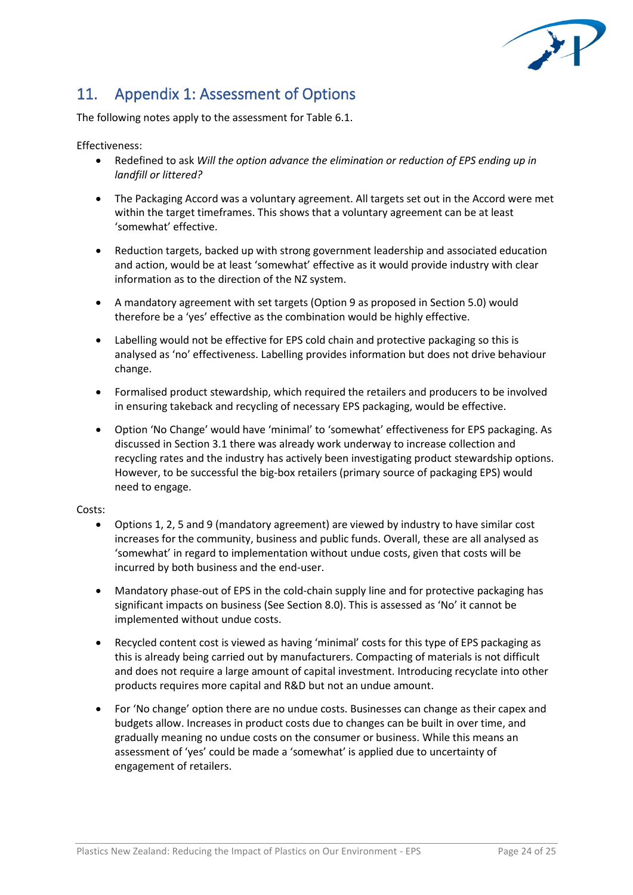# 11. Appendix 1: Assessment of Options

The following notes apply to the assessment for Table 6.1.

Effectiveness:

- Redefined to ask *Will the option advance the elimination or reduction of EPS ending up in landfill or littered?*
- The Packaging Accord was a voluntary agreement. All targets set out in the Accord were met within the target timeframes. This shows that a voluntary agreement can be at least 'somewhat' effective.
- Reduction targets, backed up with strong government leadership and associated education and action, would be at least 'somewhat' effective as it would provide industry with clear information as to the direction of the NZ system.
- A mandatory agreement with set targets (Option 9 as proposed in Section 5.0) would therefore be a 'yes' effective as the combination would be highly effective.
- Labelling would not be effective for EPS cold chain and protective packaging so this is analysed as 'no' effectiveness. Labelling provides information but does not drive behaviour change.
- Formalised product stewardship, which required the retailers and producers to be involved in ensuring takeback and recycling of necessary EPS packaging, would be effective.
- Option 'No Change' would have 'minimal' to 'somewhat' effectiveness for EPS packaging. As discussed in Section 3.1 there was already work underway to increase collection and recycling rates and the industry has actively been investigating product stewardship options. However, to be successful the big-box retailers (primary source of packaging EPS) would need to engage.

Costs:

- Options 1, 2, 5 and 9 (mandatory agreement) are viewed by industry to have similar cost increases for the community, business and public funds. Overall, these are all analysed as 'somewhat' in regard to implementation without undue costs, given that costs will be incurred by both business and the end-user.
- Mandatory phase-out of EPS in the cold-chain supply line and for protective packaging has significant impacts on business (See Section 8.0). This is assessed as 'No' it cannot be implemented without undue costs.
- Recycled content cost is viewed as having 'minimal' costs for this type of EPS packaging as this is already being carried out by manufacturers. Compacting of materials is not difficult and does not require a large amount of capital investment. Introducing recyclate into other products requires more capital and R&D but not an undue amount.
- For 'No change' option there are no undue costs. Businesses can change as their capex and budgets allow. Increases in product costs due to changes can be built in over time, and gradually meaning no undue costs on the consumer or business. While this means an assessment of 'yes' could be made a 'somewhat' is applied due to uncertainty of engagement of retailers.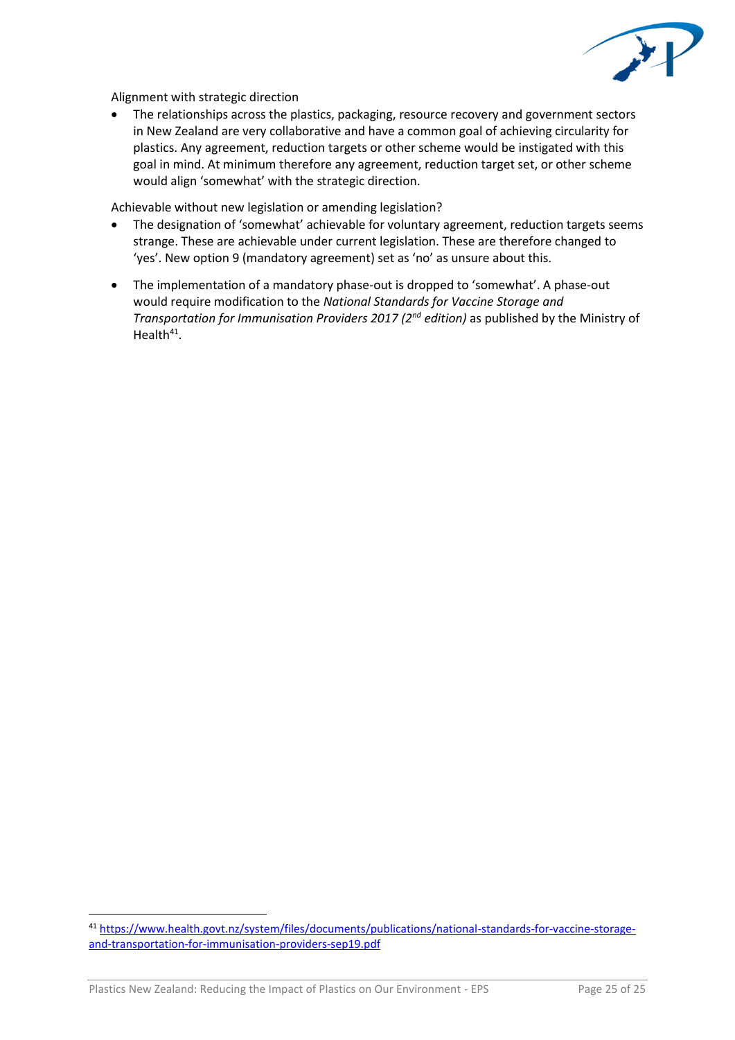Alignment with strategic direction

- The relationships across the plastics, packaging, resource recovery and government sectors in New Zealand are very collaborative and have a common goal of achieving circularity for plastics. Any agreement, reduction targets or other scheme would be instigated with this goal in mind. At minimum therefore any agreement, reduction target set, or other scheme would align 'somewhat' with the strategic direction.

Achievable without new legislation or amending legislation?

- The designation of 'somewhat' achievable for voluntary agreement, reduction targets seems strange. These are achievable under current legislation. These are therefore changed to 'yes'. New option 9 (mandatory agreement) set as 'no' as unsure about this.

- The implementation of a mandatory phase-out is dropped to 'somewhat'. A phase-out would require modification to the *National Standards for Vaccine Storage and Transportation for Immunisation Providers 2017 (2nd edition)* as published by the Ministry of Health[41].

[41] https://www.health.govt.nz/system/files/documents/publications/national-standards-for-vaccine-storage-and-transportation-for-immunisation-providers-sep19.pdf